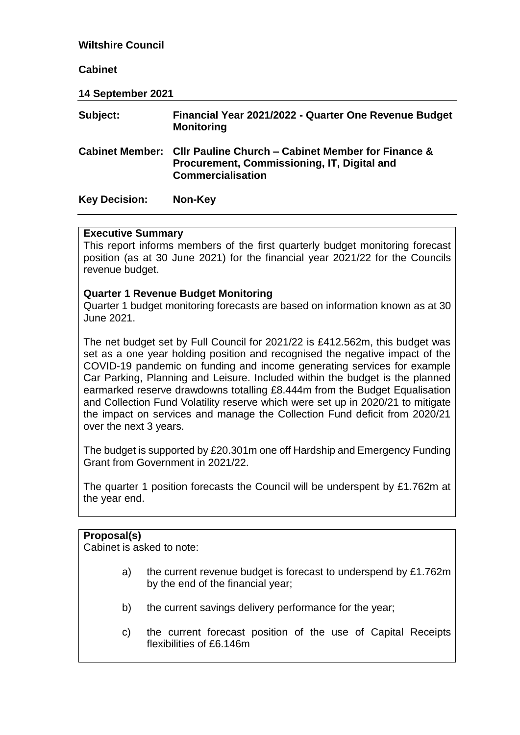**Wiltshire Council**

**Cabinet**

**14 September 2021**

| | |
|---|---|
| **Subject:** | **Financial Year 2021/2022 - Quarter One Revenue Budget Monitoring** |
| **Cabinet Member:** | **Cllr Pauline Church – Cabinet Member for Finance & Procurement, Commissioning, IT, Digital and Commercialisation** |
| **Key Decision:** | **Non-Key** |

**Executive Summary**

This report informs members of the first quarterly budget monitoring forecast position (as at 30 June 2021) for the financial year 2021/22 for the Councils revenue budget.

**Quarter 1 Revenue Budget Monitoring**

Quarter 1 budget monitoring forecasts are based on information known as at 30 June 2021.

The net budget set by Full Council for 2021/22 is £412.562m, this budget was set as a one year holding position and recognised the negative impact of the COVID-19 pandemic on funding and income generating services for example Car Parking, Planning and Leisure. Included within the budget is the planned earmarked reserve drawdowns totalling £8.444m from the Budget Equalisation and Collection Fund Volatility reserve which were set up in 2020/21 to mitigate the impact on services and manage the Collection Fund deficit from 2020/21 over the next 3 years.

The budget is supported by £20.301m one off Hardship and Emergency Funding Grant from Government in 2021/22.

The quarter 1 position forecasts the Council will be underspent by £1.762m at the year end.

**Proposal(s)**

Cabinet is asked to note:

a) the current revenue budget is forecast to underspend by £1.762m by the end of the financial year;

b) the current savings delivery performance for the year;

c) the current forecast position of the use of Capital Receipts flexibilities of £6.146m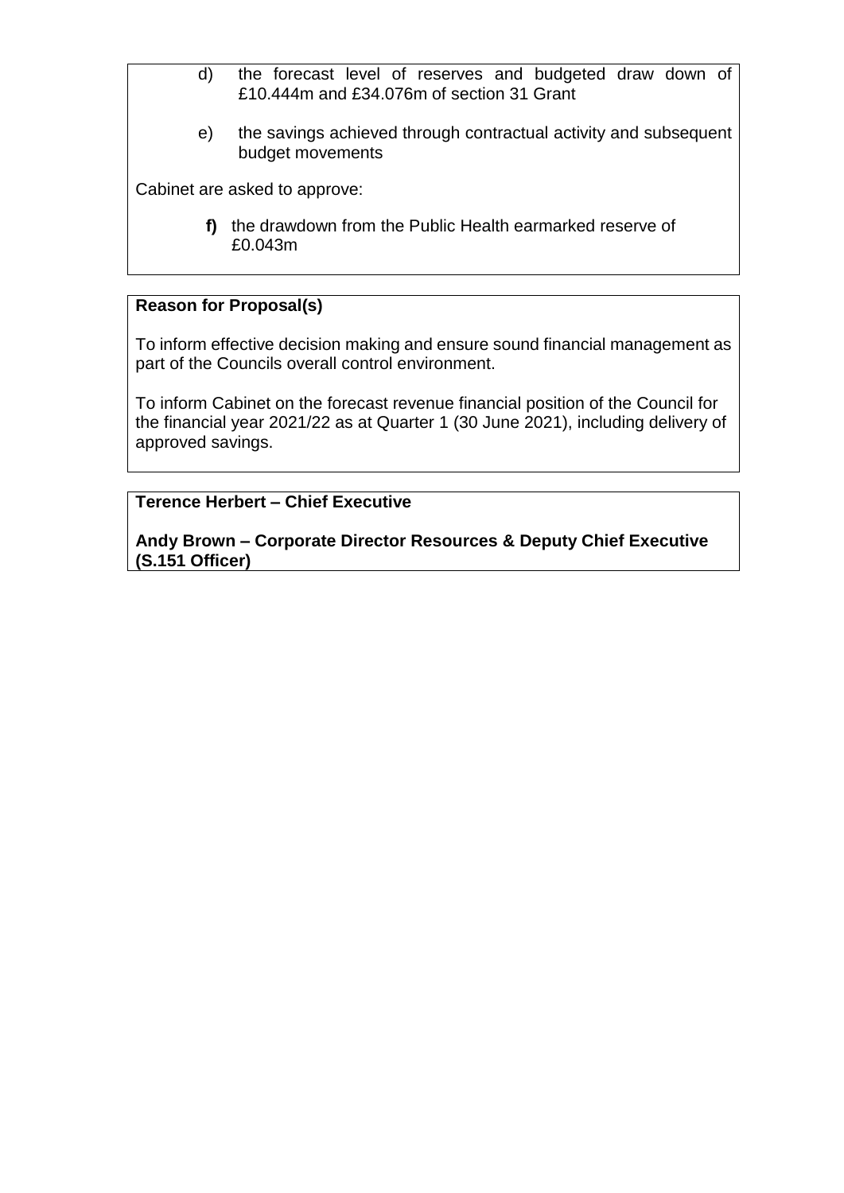d) the forecast level of reserves and budgeted draw down of £10.444m and £34.076m of section 31 Grant

e) the savings achieved through contractual activity and subsequent budget movements

Cabinet are asked to approve:

**f)** the drawdown from the Public Health earmarked reserve of £0.043m

**Reason for Proposal(s)**

To inform effective decision making and ensure sound financial management as part of the Councils overall control environment.

To inform Cabinet on the forecast revenue financial position of the Council for the financial year 2021/22 as at Quarter 1 (30 June 2021), including delivery of approved savings.

**Terence Herbert – Chief Executive**

**Andy Brown – Corporate Director Resources & Deputy Chief Executive (S.151 Officer)**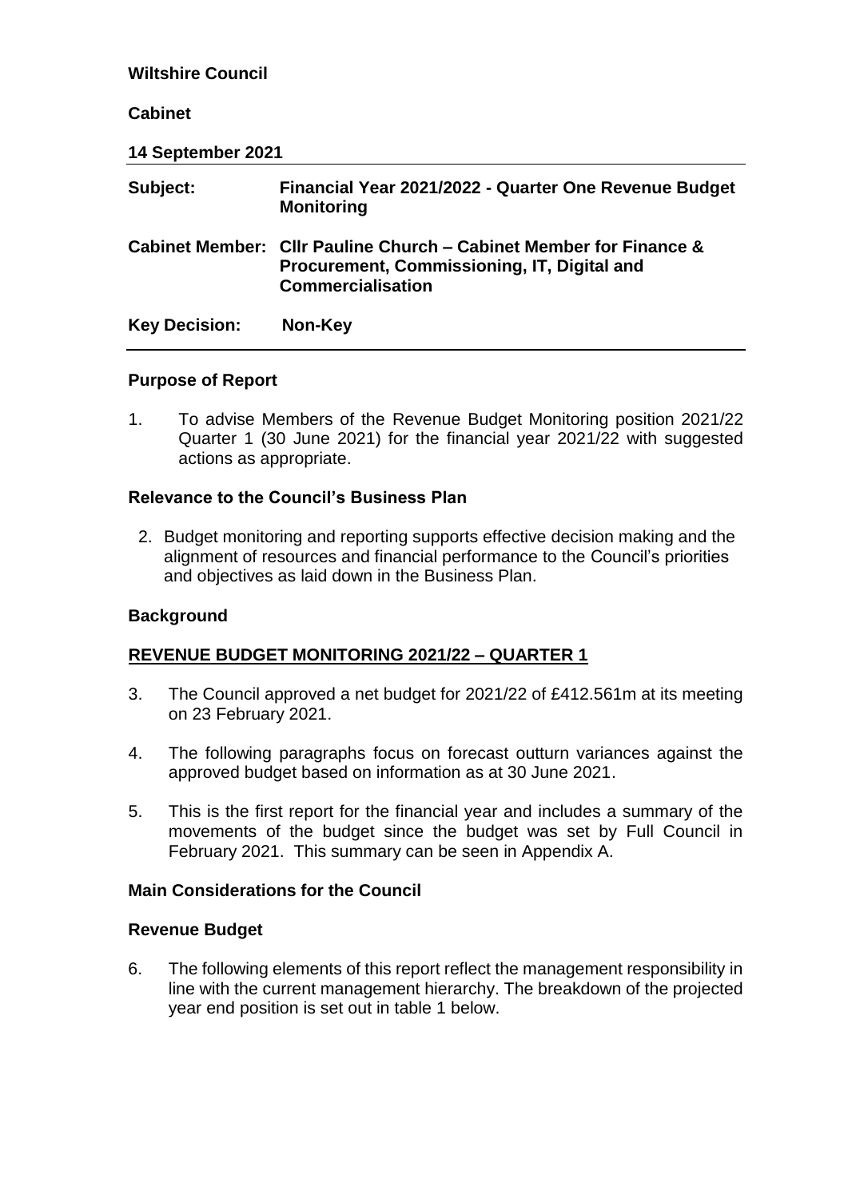**Wiltshire Council**

**Cabinet**

**14 September 2021**

| | |
|---|---|
| **Subject:** | **Financial Year 2021/2022 - Quarter One Revenue Budget Monitoring** |
| **Cabinet Member:** | **Cllr Pauline Church – Cabinet Member for Finance & Procurement, Commissioning, IT, Digital and Commercialisation** |
| **Key Decision:** | **Non-Key** |

## Purpose of Report

1. To advise Members of the Revenue Budget Monitoring position 2021/22 Quarter 1 (30 June 2021) for the financial year 2021/22 with suggested actions as appropriate.

## Relevance to the Council's Business Plan

2. Budget monitoring and reporting supports effective decision making and the alignment of resources and financial performance to the Council's priorities and objectives as laid down in the Business Plan.

## Background

## REVENUE BUDGET MONITORING 2021/22 – QUARTER 1

3. The Council approved a net budget for 2021/22 of £412.561m at its meeting on 23 February 2021.

4. The following paragraphs focus on forecast outturn variances against the approved budget based on information as at 30 June 2021.

5. This is the first report for the financial year and includes a summary of the movements of the budget since the budget was set by Full Council in February 2021. This summary can be seen in Appendix A.

## Main Considerations for the Council

### Revenue Budget

6. The following elements of this report reflect the management responsibility in line with the current management hierarchy. The breakdown of the projected year end position is set out in table 1 below.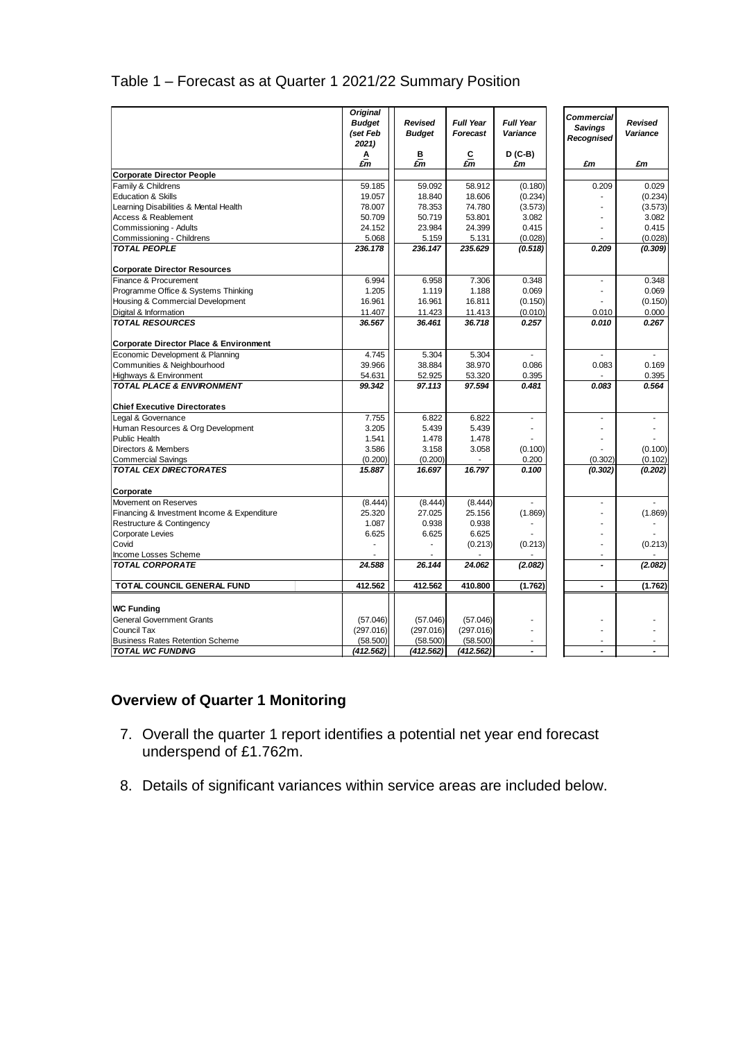## Table 1 – Forecast as at Quarter 1 2021/22 Summary Position

| | Original Budget (set Feb 2021) A £m | Revised Budget B £m | Full Year Forecast C £m | Full Year Variance D (C-B) £m | Commercial Savings Recognised £m | Revised Variance £m |
|---|---|---|---|---|---|---|
| **Corporate Director People** | | | | | | |
| Family & Childrens | 59.185 | 59.092 | 58.912 | (0.180) | 0.209 | 0.029 |
| Education & Skills | 19.057 | 18.840 | 18.606 | (0.234) | - | (0.234) |
| Learning Disabilities & Mental Health | 78.007 | 78.353 | 74.780 | (3.573) | - | (3.573) |
| Access & Reablement | 50.709 | 50.719 | 53.801 | 3.082 | - | 3.082 |
| Commissioning - Adults | 24.152 | 23.984 | 24.399 | 0.415 | - | 0.415 |
| Commissioning - Childrens | 5.068 | 5.159 | 5.131 | (0.028) | - | (0.028) |
| ***TOTAL PEOPLE*** | ***236.178*** | ***236.147*** | ***235.629*** | ***(0.518)*** | ***0.209*** | ***(0.309)*** |
| **Corporate Director Resources** | | | | | | |
| Finance & Procurement | 6.994 | 6.958 | 7.306 | 0.348 | - | 0.348 |
| Programme Office & Systems Thinking | 1.205 | 1.119 | 1.188 | 0.069 | - | 0.069 |
| Housing & Commercial Development | 16.961 | 16.961 | 16.811 | (0.150) | - | (0.150) |
| Digital & Information | 11.407 | 11.423 | 11.413 | (0.010) | 0.010 | 0.000 |
| ***TOTAL RESOURCES*** | ***36.567*** | ***36.461*** | ***36.718*** | ***0.257*** | ***0.010*** | ***0.267*** |
| **Corporate Director Place & Environment** | | | | | | |
| Economic Development & Planning | 4.745 | 5.304 | 5.304 | - | - | - |
| Communities & Neighbourhood | 39.966 | 38.884 | 38.970 | 0.086 | 0.083 | 0.169 |
| Highways & Environment | 54.631 | 52.925 | 53.320 | 0.395 | - | 0.395 |
| ***TOTAL PLACE & ENVIRONMENT*** | ***99.342*** | ***97.113*** | ***97.594*** | ***0.481*** | ***0.083*** | ***0.564*** |
| **Chief Executive Directorates** | | | | | | |
| Legal & Governance | 7.755 | 6.822 | 6.822 | - | - | - |
| Human Resources & Org Development | 3.205 | 5.439 | 5.439 | - | - | - |
| Public Health | 1.541 | 1.478 | 1.478 | - | - | - |
| Directors & Members | 3.586 | 3.158 | 3.058 | (0.100) | - | (0.100) |
| Commercial Savings | (0.200) | (0.200) | - | 0.200 | (0.302) | (0.102) |
| ***TOTAL CEX DIRECTORATES*** | ***15.887*** | ***16.697*** | ***16.797*** | ***0.100*** | ***(0.302)*** | ***(0.202)*** |
| **Corporate** | | | | | | |
| Movement on Reserves | (8.444) | (8.444) | (8.444) | - | - | - |
| Financing & Investment Income & Expenditure | 25.320 | 27.025 | 25.156 | (1.869) | - | (1.869) |
| Restructure & Contingency | 1.087 | 0.938 | 0.938 | - | - | - |
| Corporate Levies | 6.625 | 6.625 | 6.625 | - | - | - |
| Covid | - | - | (0.213) | (0.213) | - | (0.213) |
| Income Losses Scheme | - | - | - | - | - | - |
| ***TOTAL CORPORATE*** | ***24.588*** | ***26.144*** | ***24.062*** | ***(2.082)*** | ***-*** | ***(2.082)*** |
| **TOTAL COUNCIL GENERAL FUND** | **412.562** | **412.562** | **410.800** | **(1.762)** | **-** | **(1.762)** |
| **WC Funding** | | | | | | |
| General Government Grants | (57.046) | (57.046) | (57.046) | - | - | - |
| Council Tax | (297.016) | (297.016) | (297.016) | - | - | - |
| Business Rates Retention Scheme | (58.500) | (58.500) | (58.500) | - | - | - |
| ***TOTAL WC FUNDING*** | ***(412.562)*** | ***(412.562)*** | ***(412.562)*** | ***-*** | ***-*** | ***-*** |

## Overview of Quarter 1 Monitoring

7. Overall the quarter 1 report identifies a potential net year end forecast underspend of £1.762m.

8. Details of significant variances within service areas are included below.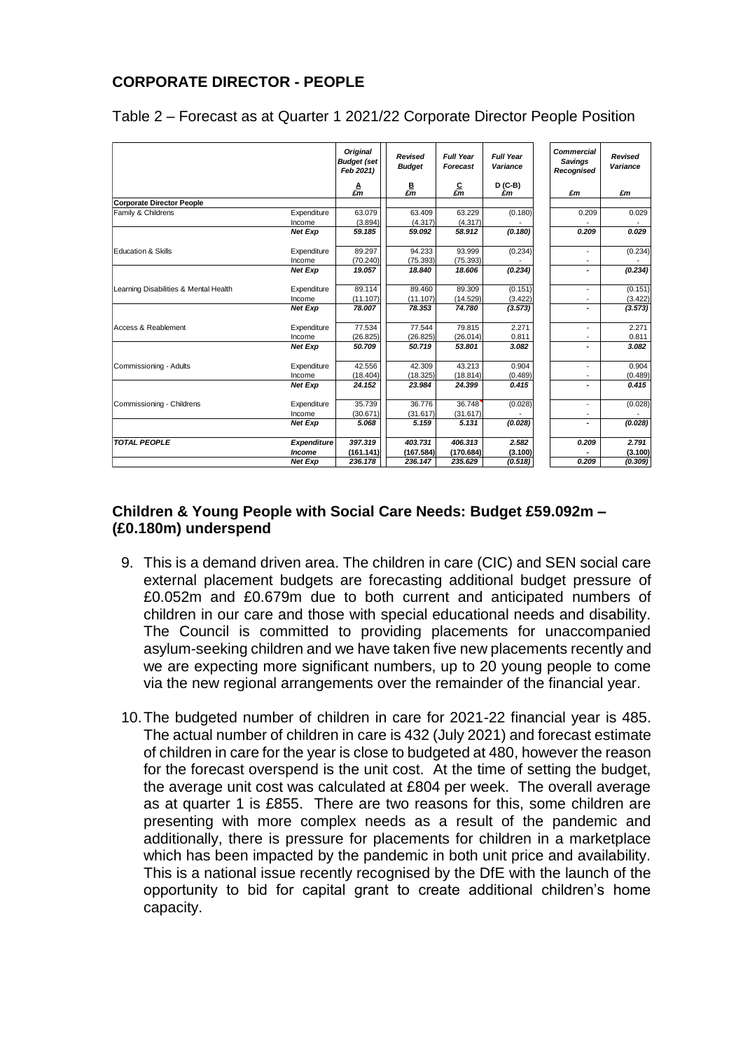## CORPORATE DIRECTOR - PEOPLE

Table 2 – Forecast as at Quarter 1 2021/22 Corporate Director People Position

| | | *Original Budget (set Feb 2021)* | *Revised Budget* | *Full Year Forecast* | *Full Year Variance* | *Commercial Savings Recognised* | *Revised Variance* |
|---|---|---|---|---|---|---|---|
| | | A £m | B £m | C £m | D (C-B) £m | £m | £m |
| **Corporate Director People** | | | | | | | |
| Family & Childrens | Expenditure | 63.079 | 63.409 | 63.229 | (0.180) | 0.209 | 0.029 |
| | Income | (3.894) | (4.317) | (4.317) | - | - | - |
| | *Net Exp* | *59.185* | *59.092* | *58.912* | *(0.180)* | *0.209* | *0.029* |
| Education & Skills | Expenditure | 89.297 | 94.233 | 93.999 | (0.234) | - | (0.234) |
| | Income | (70.240) | (75.393) | (75.393) | - | - | - |
| | *Net Exp* | *19.057* | *18.840* | *18.606* | *(0.234)* | - | *(0.234)* |
| Learning Disabilities & Mental Health | Expenditure | 89.114 | 89.460 | 89.309 | (0.151) | - | (0.151) |
| | Income | (11.107) | (11.107) | (14.529) | (3.422) | - | (3.422) |
| | *Net Exp* | *78.007* | *78.353* | *74.780* | *(3.573)* | - | *(3.573)* |
| Access & Reablement | Expenditure | 77.534 | 77.544 | 79.815 | 2.271 | - | 2.271 |
| | Income | (26.825) | (26.825) | (26.014) | 0.811 | - | 0.811 |
| | *Net Exp* | *50.709* | *50.719* | *53.801* | *3.082* | - | *3.082* |
| Commissioning - Adults | Expenditure | 42.556 | 42.309 | 43.213 | 0.904 | - | 0.904 |
| | Income | (18.404) | (18.325) | (18.814) | (0.489) | - | (0.489) |
| | *Net Exp* | *24.152* | *23.984* | *24.399* | *0.415* | - | *0.415* |
| Commissioning - Childrens | Expenditure | 35.739 | 36.776 | 36.748 | (0.028) | - | (0.028) |
| | Income | (30.671) | (31.617) | (31.617) | - | - | - |
| | *Net Exp* | *5.068* | *5.159* | *5.131* | *(0.028)* | - | *(0.028)* |
| ***TOTAL PEOPLE*** | ***Expenditure*** | ***397.319*** | ***403.731*** | ***406.313*** | ***2.582*** | ***0.209*** | ***2.791*** |
| | ***Income*** | ***(161.141)*** | ***(167.584)*** | ***(170.684)*** | ***(3.100)*** | - | ***(3.100)*** |
| | ***Net Exp*** | ***236.178*** | ***236.147*** | ***235.629*** | ***(0.518)*** | ***0.209*** | ***(0.309)*** |

### Children & Young People with Social Care Needs: Budget £59.092m – (£0.180m) underspend

9. This is a demand driven area. The children in care (CIC) and SEN social care external placement budgets are forecasting additional budget pressure of £0.052m and £0.679m due to both current and anticipated numbers of children in our care and those with special educational needs and disability. The Council is committed to providing placements for unaccompanied asylum-seeking children and we have taken five new placements recently and we are expecting more significant numbers, up to 20 young people to come via the new regional arrangements over the remainder of the financial year.

10. The budgeted number of children in care for 2021-22 financial year is 485. The actual number of children in care is 432 (July 2021) and forecast estimate of children in care for the year is close to budgeted at 480, however the reason for the forecast overspend is the unit cost. At the time of setting the budget, the average unit cost was calculated at £804 per week. The overall average as at quarter 1 is £855. There are two reasons for this, some children are presenting with more complex needs as a result of the pandemic and additionally, there is pressure for placements for children in a marketplace which has been impacted by the pandemic in both unit price and availability. This is a national issue recently recognised by the DfE with the launch of the opportunity to bid for capital grant to create additional children's home capacity.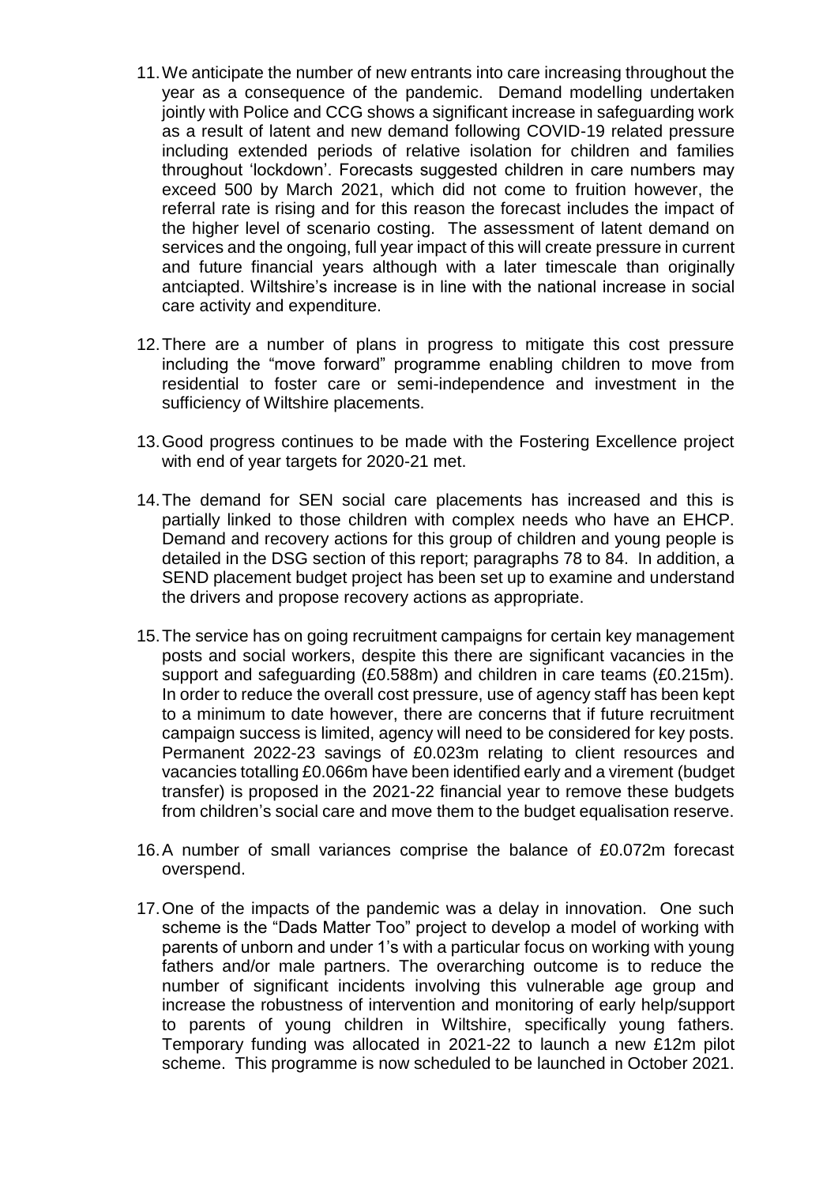11. We anticipate the number of new entrants into care increasing throughout the year as a consequence of the pandemic. Demand modelling undertaken jointly with Police and CCG shows a significant increase in safeguarding work as a result of latent and new demand following COVID-19 related pressure including extended periods of relative isolation for children and families throughout 'lockdown'. Forecasts suggested children in care numbers may exceed 500 by March 2021, which did not come to fruition however, the referral rate is rising and for this reason the forecast includes the impact of the higher level of scenario costing. The assessment of latent demand on services and the ongoing, full year impact of this will create pressure in current and future financial years although with a later timescale than originally antciapted. Wiltshire's increase is in line with the national increase in social care activity and expenditure.

12. There are a number of plans in progress to mitigate this cost pressure including the "move forward" programme enabling children to move from residential to foster care or semi-independence and investment in the sufficiency of Wiltshire placements.

13. Good progress continues to be made with the Fostering Excellence project with end of year targets for 2020-21 met.

14. The demand for SEN social care placements has increased and this is partially linked to those children with complex needs who have an EHCP. Demand and recovery actions for this group of children and young people is detailed in the DSG section of this report; paragraphs 78 to 84. In addition, a SEND placement budget project has been set up to examine and understand the drivers and propose recovery actions as appropriate.

15. The service has on going recruitment campaigns for certain key management posts and social workers, despite this there are significant vacancies in the support and safeguarding (£0.588m) and children in care teams (£0.215m). In order to reduce the overall cost pressure, use of agency staff has been kept to a minimum to date however, there are concerns that if future recruitment campaign success is limited, agency will need to be considered for key posts. Permanent 2022-23 savings of £0.023m relating to client resources and vacancies totalling £0.066m have been identified early and a virement (budget transfer) is proposed in the 2021-22 financial year to remove these budgets from children's social care and move them to the budget equalisation reserve.

16. A number of small variances comprise the balance of £0.072m forecast overspend.

17. One of the impacts of the pandemic was a delay in innovation. One such scheme is the "Dads Matter Too" project to develop a model of working with parents of unborn and under 1's with a particular focus on working with young fathers and/or male partners. The overarching outcome is to reduce the number of significant incidents involving this vulnerable age group and increase the robustness of intervention and monitoring of early help/support to parents of young children in Wiltshire, specifically young fathers. Temporary funding was allocated in 2021-22 to launch a new £12m pilot scheme. This programme is now scheduled to be launched in October 2021.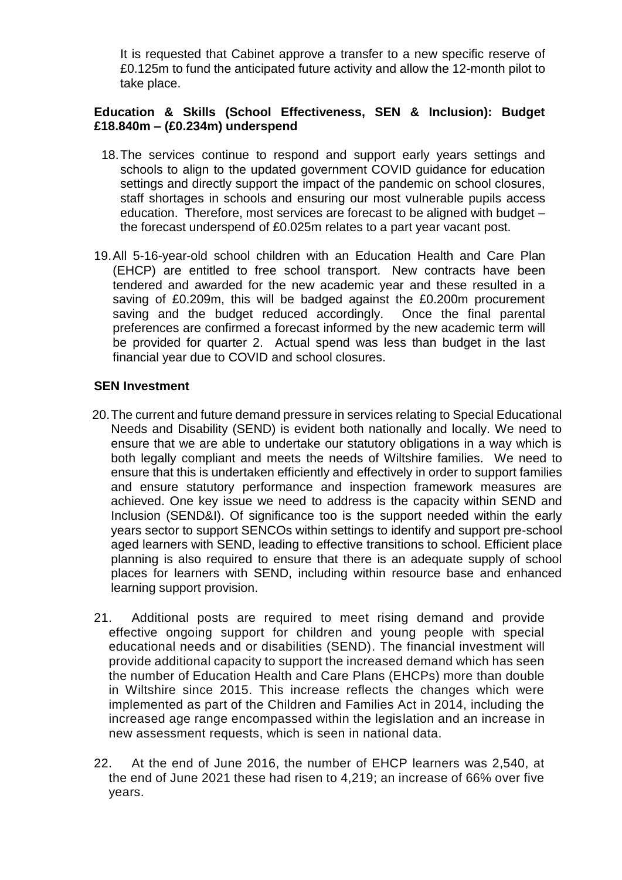It is requested that Cabinet approve a transfer to a new specific reserve of £0.125m to fund the anticipated future activity and allow the 12-month pilot to take place.

**Education & Skills (School Effectiveness, SEN & Inclusion): Budget £18.840m – (£0.234m) underspend**

18. The services continue to respond and support early years settings and schools to align to the updated government COVID guidance for education settings and directly support the impact of the pandemic on school closures, staff shortages in schools and ensuring our most vulnerable pupils access education. Therefore, most services are forecast to be aligned with budget – the forecast underspend of £0.025m relates to a part year vacant post.

19. All 5-16-year-old school children with an Education Health and Care Plan (EHCP) are entitled to free school transport. New contracts have been tendered and awarded for the new academic year and these resulted in a saving of £0.209m, this will be badged against the £0.200m procurement saving and the budget reduced accordingly. Once the final parental preferences are confirmed a forecast informed by the new academic term will be provided for quarter 2. Actual spend was less than budget in the last financial year due to COVID and school closures.

**SEN Investment**

20. The current and future demand pressure in services relating to Special Educational Needs and Disability (SEND) is evident both nationally and locally. We need to ensure that we are able to undertake our statutory obligations in a way which is both legally compliant and meets the needs of Wiltshire families. We need to ensure that this is undertaken efficiently and effectively in order to support families and ensure statutory performance and inspection framework measures are achieved. One key issue we need to address is the capacity within SEND and Inclusion (SEND&I). Of significance too is the support needed within the early years sector to support SENCOs within settings to identify and support pre-school aged learners with SEND, leading to effective transitions to school. Efficient place planning is also required to ensure that there is an adequate supply of school places for learners with SEND, including within resource base and enhanced learning support provision.

21. Additional posts are required to meet rising demand and provide effective ongoing support for children and young people with special educational needs and or disabilities (SEND). The financial investment will provide additional capacity to support the increased demand which has seen the number of Education Health and Care Plans (EHCPs) more than double in Wiltshire since 2015. This increase reflects the changes which were implemented as part of the Children and Families Act in 2014, including the increased age range encompassed within the legislation and an increase in new assessment requests, which is seen in national data.

22. At the end of June 2016, the number of EHCP learners was 2,540, at the end of June 2021 these had risen to 4,219; an increase of 66% over five years.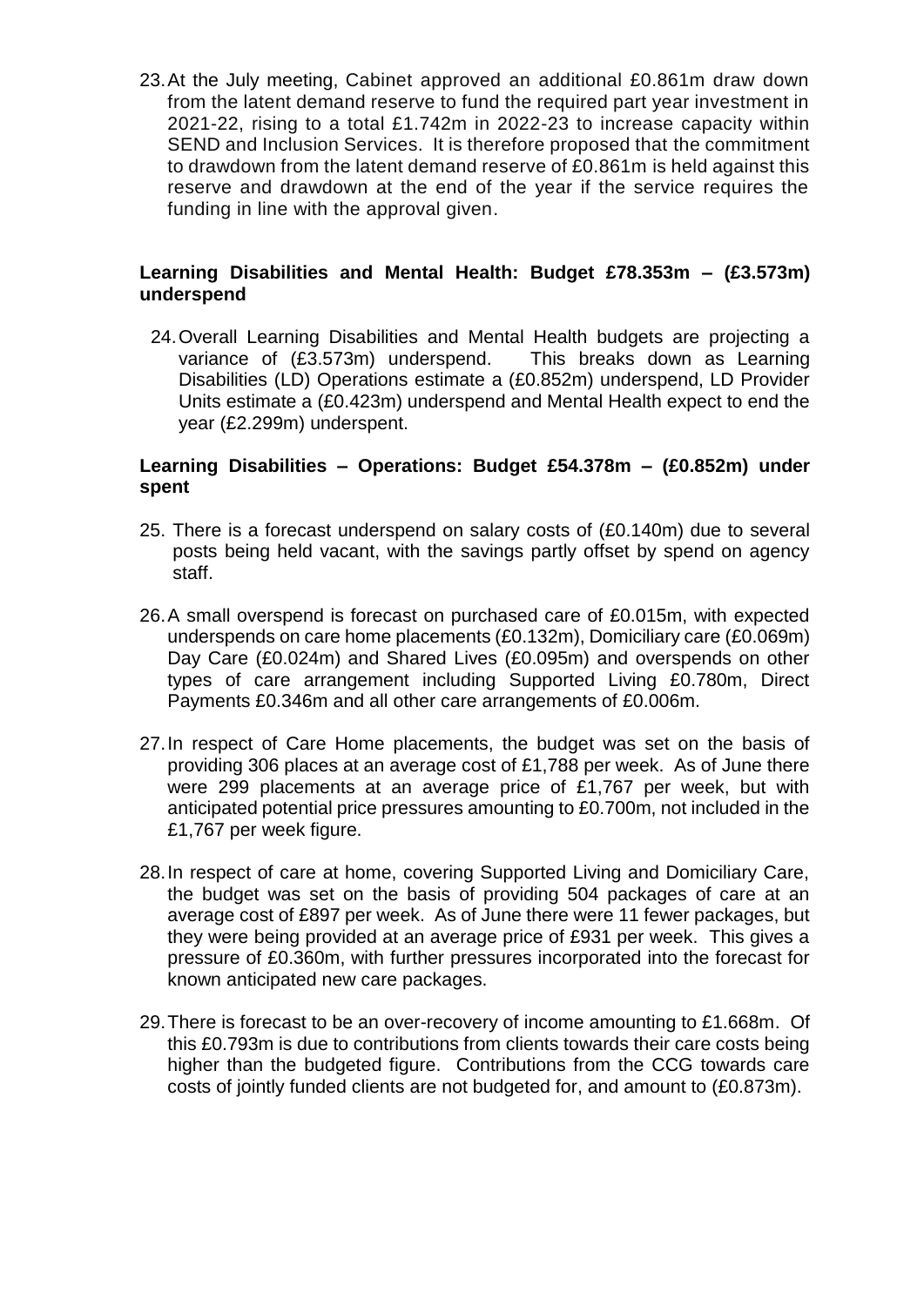23. At the July meeting, Cabinet approved an additional £0.861m draw down from the latent demand reserve to fund the required part year investment in 2021-22, rising to a total £1.742m in 2022-23 to increase capacity within SEND and Inclusion Services. It is therefore proposed that the commitment to drawdown from the latent demand reserve of £0.861m is held against this reserve and drawdown at the end of the year if the service requires the funding in line with the approval given.

**Learning Disabilities and Mental Health: Budget £78.353m – (£3.573m) underspend**

24. Overall Learning Disabilities and Mental Health budgets are projecting a variance of (£3.573m) underspend. This breaks down as Learning Disabilities (LD) Operations estimate a (£0.852m) underspend, LD Provider Units estimate a (£0.423m) underspend and Mental Health expect to end the year (£2.299m) underspent.

**Learning Disabilities – Operations: Budget £54.378m – (£0.852m) under spent**

25. There is a forecast underspend on salary costs of (£0.140m) due to several posts being held vacant, with the savings partly offset by spend on agency staff.

26. A small overspend is forecast on purchased care of £0.015m, with expected underspends on care home placements (£0.132m), Domiciliary care (£0.069m) Day Care (£0.024m) and Shared Lives (£0.095m) and overspends on other types of care arrangement including Supported Living £0.780m, Direct Payments £0.346m and all other care arrangements of £0.006m.

27. In respect of Care Home placements, the budget was set on the basis of providing 306 places at an average cost of £1,788 per week. As of June there were 299 placements at an average price of £1,767 per week, but with anticipated potential price pressures amounting to £0.700m, not included in the £1,767 per week figure.

28. In respect of care at home, covering Supported Living and Domiciliary Care, the budget was set on the basis of providing 504 packages of care at an average cost of £897 per week. As of June there were 11 fewer packages, but they were being provided at an average price of £931 per week. This gives a pressure of £0.360m, with further pressures incorporated into the forecast for known anticipated new care packages.

29. There is forecast to be an over-recovery of income amounting to £1.668m. Of this £0.793m is due to contributions from clients towards their care costs being higher than the budgeted figure. Contributions from the CCG towards care costs of jointly funded clients are not budgeted for, and amount to (£0.873m).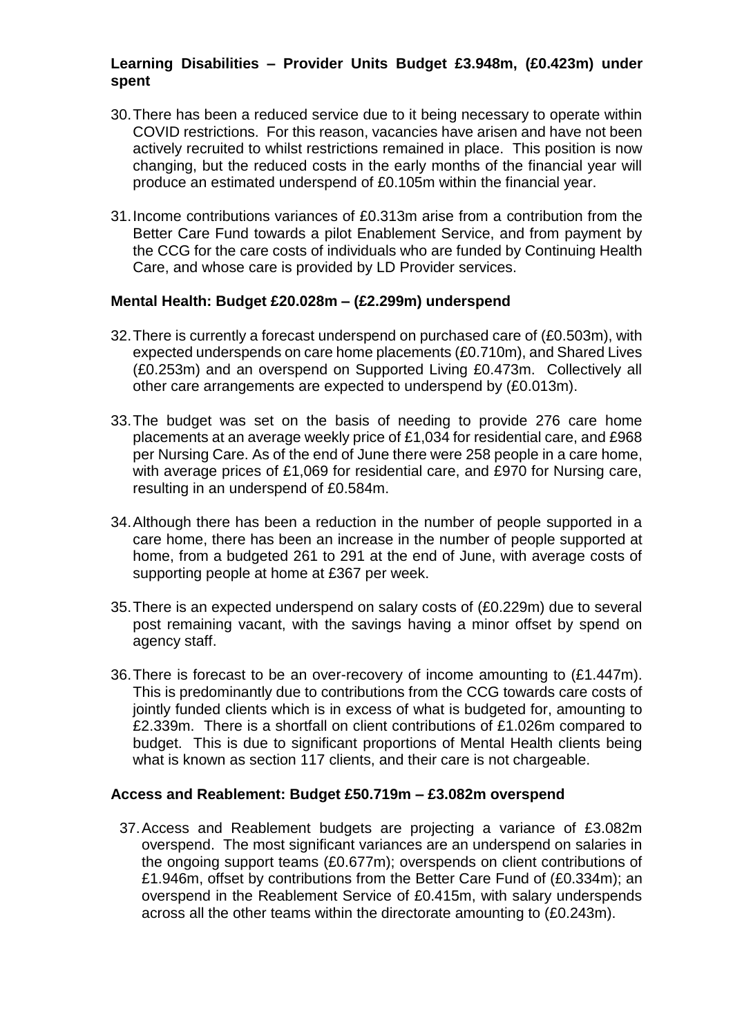**Learning Disabilities – Provider Units Budget £3.948m, (£0.423m) under spent**

30. There has been a reduced service due to it being necessary to operate within COVID restrictions. For this reason, vacancies have arisen and have not been actively recruited to whilst restrictions remained in place. This position is now changing, but the reduced costs in the early months of the financial year will produce an estimated underspend of £0.105m within the financial year.

31. Income contributions variances of £0.313m arise from a contribution from the Better Care Fund towards a pilot Enablement Service, and from payment by the CCG for the care costs of individuals who are funded by Continuing Health Care, and whose care is provided by LD Provider services.

**Mental Health: Budget £20.028m – (£2.299m) underspend**

32. There is currently a forecast underspend on purchased care of (£0.503m), with expected underspends on care home placements (£0.710m), and Shared Lives (£0.253m) and an overspend on Supported Living £0.473m. Collectively all other care arrangements are expected to underspend by (£0.013m).

33. The budget was set on the basis of needing to provide 276 care home placements at an average weekly price of £1,034 for residential care, and £968 per Nursing Care. As of the end of June there were 258 people in a care home, with average prices of £1,069 for residential care, and £970 for Nursing care, resulting in an underspend of £0.584m.

34. Although there has been a reduction in the number of people supported in a care home, there has been an increase in the number of people supported at home, from a budgeted 261 to 291 at the end of June, with average costs of supporting people at home at £367 per week.

35. There is an expected underspend on salary costs of (£0.229m) due to several post remaining vacant, with the savings having a minor offset by spend on agency staff.

36. There is forecast to be an over-recovery of income amounting to (£1.447m). This is predominantly due to contributions from the CCG towards care costs of jointly funded clients which is in excess of what is budgeted for, amounting to £2.339m. There is a shortfall on client contributions of £1.026m compared to budget. This is due to significant proportions of Mental Health clients being what is known as section 117 clients, and their care is not chargeable.

**Access and Reablement: Budget £50.719m – £3.082m overspend**

37. Access and Reablement budgets are projecting a variance of £3.082m overspend. The most significant variances are an underspend on salaries in the ongoing support teams (£0.677m); overspends on client contributions of £1.946m, offset by contributions from the Better Care Fund of (£0.334m); an overspend in the Reablement Service of £0.415m, with salary underspends across all the other teams within the directorate amounting to (£0.243m).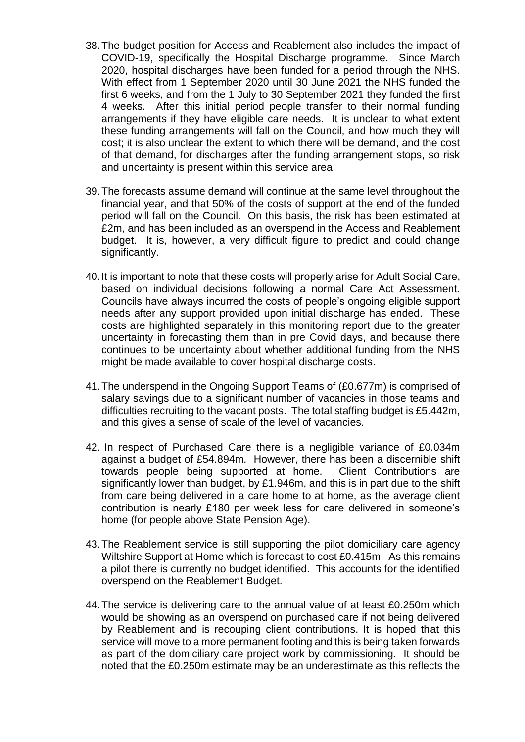38. The budget position for Access and Reablement also includes the impact of COVID-19, specifically the Hospital Discharge programme. Since March 2020, hospital discharges have been funded for a period through the NHS. With effect from 1 September 2020 until 30 June 2021 the NHS funded the first 6 weeks, and from the 1 July to 30 September 2021 they funded the first 4 weeks. After this initial period people transfer to their normal funding arrangements if they have eligible care needs. It is unclear to what extent these funding arrangements will fall on the Council, and how much they will cost; it is also unclear the extent to which there will be demand, and the cost of that demand, for discharges after the funding arrangement stops, so risk and uncertainty is present within this service area.

39. The forecasts assume demand will continue at the same level throughout the financial year, and that 50% of the costs of support at the end of the funded period will fall on the Council. On this basis, the risk has been estimated at £2m, and has been included as an overspend in the Access and Reablement budget. It is, however, a very difficult figure to predict and could change significantly.

40. It is important to note that these costs will properly arise for Adult Social Care, based on individual decisions following a normal Care Act Assessment. Councils have always incurred the costs of people's ongoing eligible support needs after any support provided upon initial discharge has ended. These costs are highlighted separately in this monitoring report due to the greater uncertainty in forecasting them than in pre Covid days, and because there continues to be uncertainty about whether additional funding from the NHS might be made available to cover hospital discharge costs.

41. The underspend in the Ongoing Support Teams of (£0.677m) is comprised of salary savings due to a significant number of vacancies in those teams and difficulties recruiting to the vacant posts. The total staffing budget is £5.442m, and this gives a sense of scale of the level of vacancies.

42. In respect of Purchased Care there is a negligible variance of £0.034m against a budget of £54.894m. However, there has been a discernible shift towards people being supported at home. Client Contributions are significantly lower than budget, by £1.946m, and this is in part due to the shift from care being delivered in a care home to at home, as the average client contribution is nearly £180 per week less for care delivered in someone's home (for people above State Pension Age).

43. The Reablement service is still supporting the pilot domiciliary care agency Wiltshire Support at Home which is forecast to cost £0.415m. As this remains a pilot there is currently no budget identified. This accounts for the identified overspend on the Reablement Budget.

44. The service is delivering care to the annual value of at least £0.250m which would be showing as an overspend on purchased care if not being delivered by Reablement and is recouping client contributions. It is hoped that this service will move to a more permanent footing and this is being taken forwards as part of the domiciliary care project work by commissioning. It should be noted that the £0.250m estimate may be an underestimate as this reflects the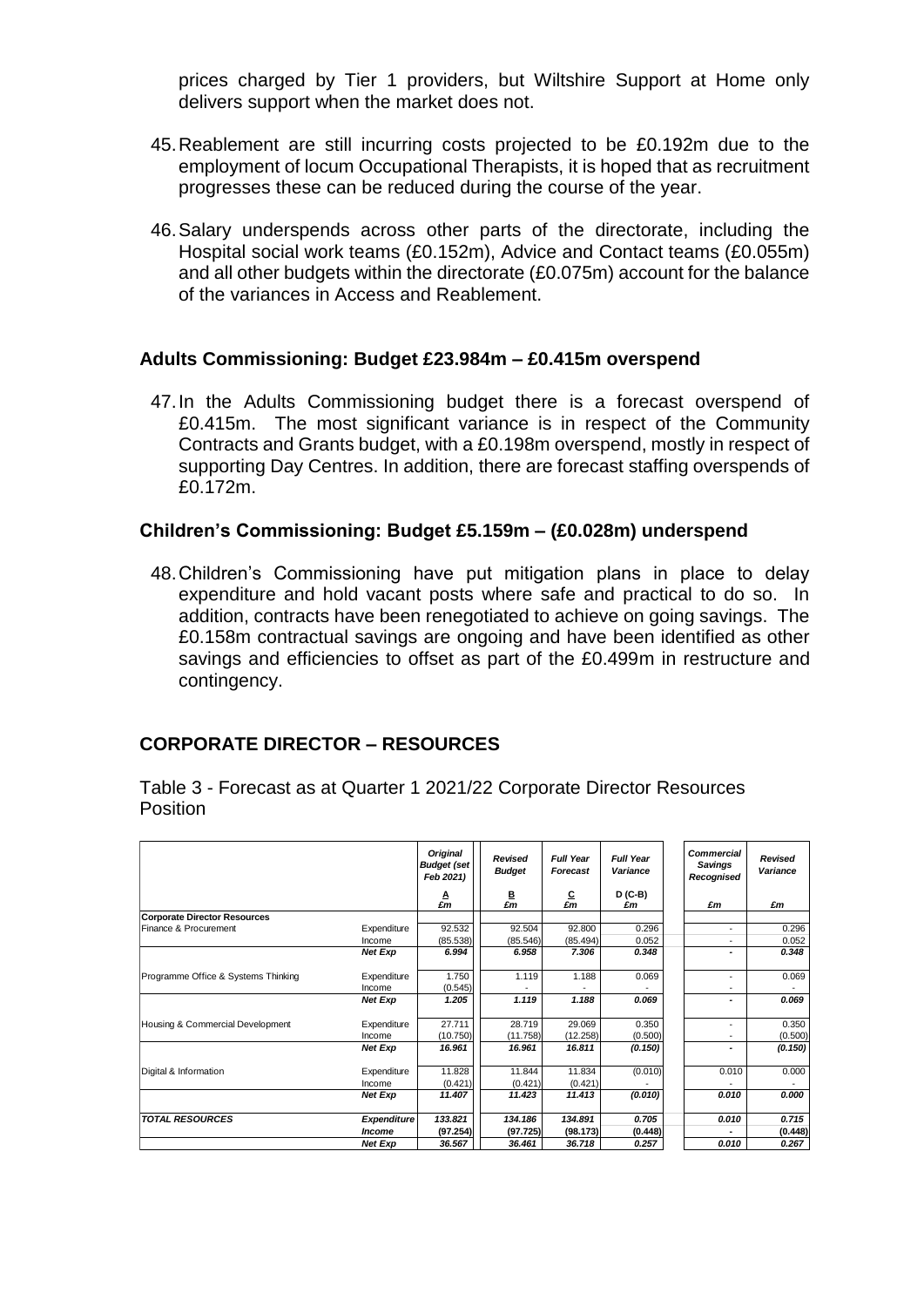prices charged by Tier 1 providers, but Wiltshire Support at Home only delivers support when the market does not.

45. Reablement are still incurring costs projected to be £0.192m due to the employment of locum Occupational Therapists, it is hoped that as recruitment progresses these can be reduced during the course of the year.

46. Salary underspends across other parts of the directorate, including the Hospital social work teams (£0.152m), Advice and Contact teams (£0.055m) and all other budgets within the directorate (£0.075m) account for the balance of the variances in Access and Reablement.

### Adults Commissioning: Budget £23.984m – £0.415m overspend

47. In the Adults Commissioning budget there is a forecast overspend of £0.415m. The most significant variance is in respect of the Community Contracts and Grants budget, with a £0.198m overspend, mostly in respect of supporting Day Centres. In addition, there are forecast staffing overspends of £0.172m.

### Children's Commissioning: Budget £5.159m – (£0.028m) underspend

48. Children's Commissioning have put mitigation plans in place to delay expenditure and hold vacant posts where safe and practical to do so. In addition, contracts have been renegotiated to achieve on going savings. The £0.158m contractual savings are ongoing and have been identified as other savings and efficiencies to offset as part of the £0.499m in restructure and contingency.

## CORPORATE DIRECTOR – RESOURCES

Table 3 - Forecast as at Quarter 1 2021/22 Corporate Director Resources Position

| | | *Original Budget (set Feb 2021)* | *Revised Budget* | *Full Year Forecast* | *Full Year Variance* | *Commercial Savings Recognised* | *Revised Variance* |
|---|---|---|---|---|---|---|---|
| | | **A** *£m* | **B** *£m* | **C** *£m* | **D (C-B)** *£m* | *£m* | *£m* |
| **Corporate Director Resources** | | | | | | | |
| Finance & Procurement | Expenditure | 92.532 | 92.504 | 92.800 | 0.296 | - | 0.296 |
| | Income | (85.538) | (85.546) | (85.494) | 0.052 | - | 0.052 |
| | ***Net Exp*** | ***6.994*** | ***6.958*** | ***7.306*** | ***0.348*** | - | ***0.348*** |
| Programme Office & Systems Thinking | Expenditure | 1.750 | 1.119 | 1.188 | 0.069 | - | 0.069 |
| | Income | (0.545) | - | - | - | - | - |
| | ***Net Exp*** | ***1.205*** | ***1.119*** | ***1.188*** | ***0.069*** | - | ***0.069*** |
| Housing & Commercial Development | Expenditure | 27.711 | 28.719 | 29.069 | 0.350 | - | 0.350 |
| | Income | (10.750) | (11.758) | (12.258) | (0.500) | - | (0.500) |
| | ***Net Exp*** | ***16.961*** | ***16.961*** | ***16.811*** | ***(0.150)*** | - | ***(0.150)*** |
| Digital & Information | Expenditure | 11.828 | 11.844 | 11.834 | (0.010) | 0.010 | 0.000 |
| | Income | (0.421) | (0.421) | (0.421) | - | - | - |
| | ***Net Exp*** | ***11.407*** | ***11.423*** | ***11.413*** | ***(0.010)*** | ***0.010*** | ***0.000*** |
| ***TOTAL RESOURCES*** | ***Expenditure*** | ***133.821*** | ***134.186*** | ***134.891*** | ***0.705*** | ***0.010*** | ***0.715*** |
| | ***Income*** | ***(97.254)*** | ***(97.725)*** | ***(98.173)*** | ***(0.448)*** | - | ***(0.448)*** |
| | ***Net Exp*** | ***36.567*** | ***36.461*** | ***36.718*** | ***0.257*** | ***0.010*** | ***0.267*** |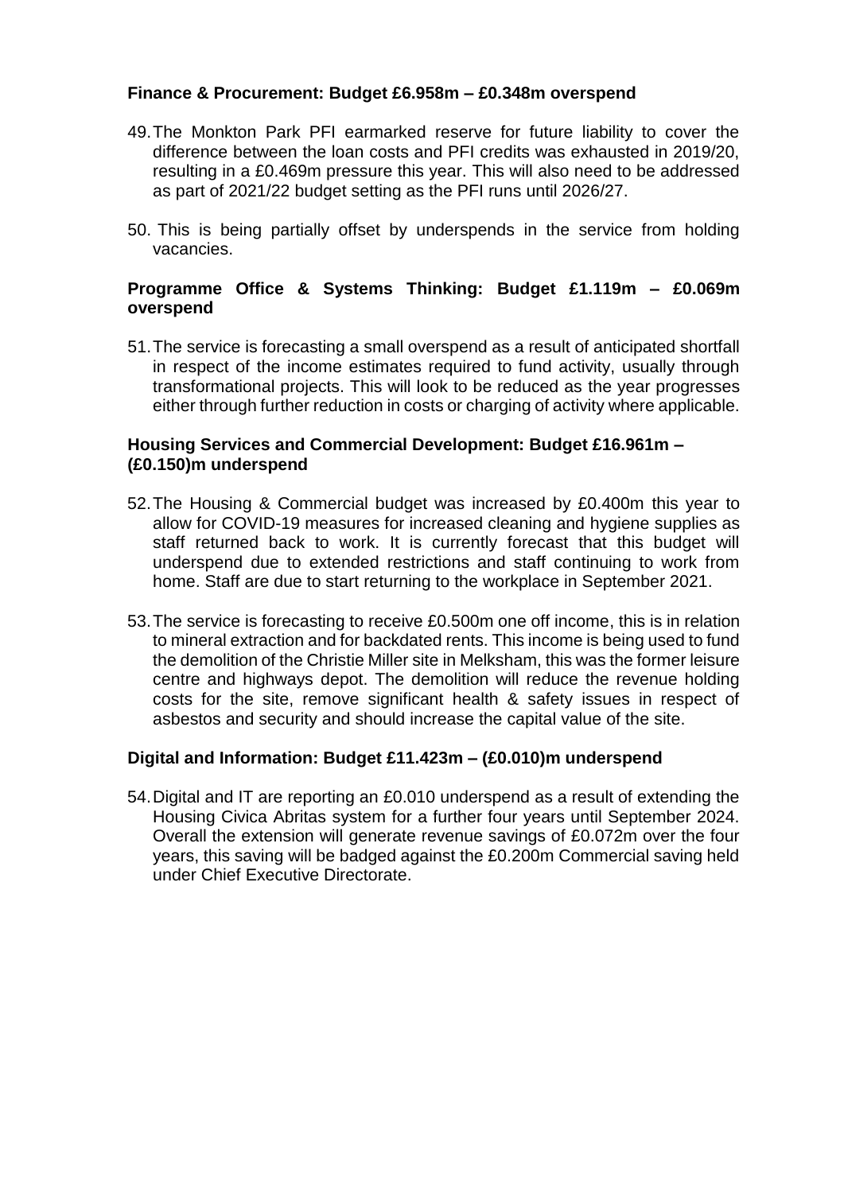**Finance & Procurement: Budget £6.958m – £0.348m overspend**

49. The Monkton Park PFI earmarked reserve for future liability to cover the difference between the loan costs and PFI credits was exhausted in 2019/20, resulting in a £0.469m pressure this year. This will also need to be addressed as part of 2021/22 budget setting as the PFI runs until 2026/27.

50. This is being partially offset by underspends in the service from holding vacancies.

**Programme Office & Systems Thinking: Budget £1.119m – £0.069m overspend**

51. The service is forecasting a small overspend as a result of anticipated shortfall in respect of the income estimates required to fund activity, usually through transformational projects. This will look to be reduced as the year progresses either through further reduction in costs or charging of activity where applicable.

**Housing Services and Commercial Development: Budget £16.961m – (£0.150)m underspend**

52. The Housing & Commercial budget was increased by £0.400m this year to allow for COVID-19 measures for increased cleaning and hygiene supplies as staff returned back to work. It is currently forecast that this budget will underspend due to extended restrictions and staff continuing to work from home. Staff are due to start returning to the workplace in September 2021.

53. The service is forecasting to receive £0.500m one off income, this is in relation to mineral extraction and for backdated rents. This income is being used to fund the demolition of the Christie Miller site in Melksham, this was the former leisure centre and highways depot. The demolition will reduce the revenue holding costs for the site, remove significant health & safety issues in respect of asbestos and security and should increase the capital value of the site.

**Digital and Information: Budget £11.423m – (£0.010)m underspend**

54. Digital and IT are reporting an £0.010 underspend as a result of extending the Housing Civica Abritas system for a further four years until September 2024. Overall the extension will generate revenue savings of £0.072m over the four years, this saving will be badged against the £0.200m Commercial saving held under Chief Executive Directorate.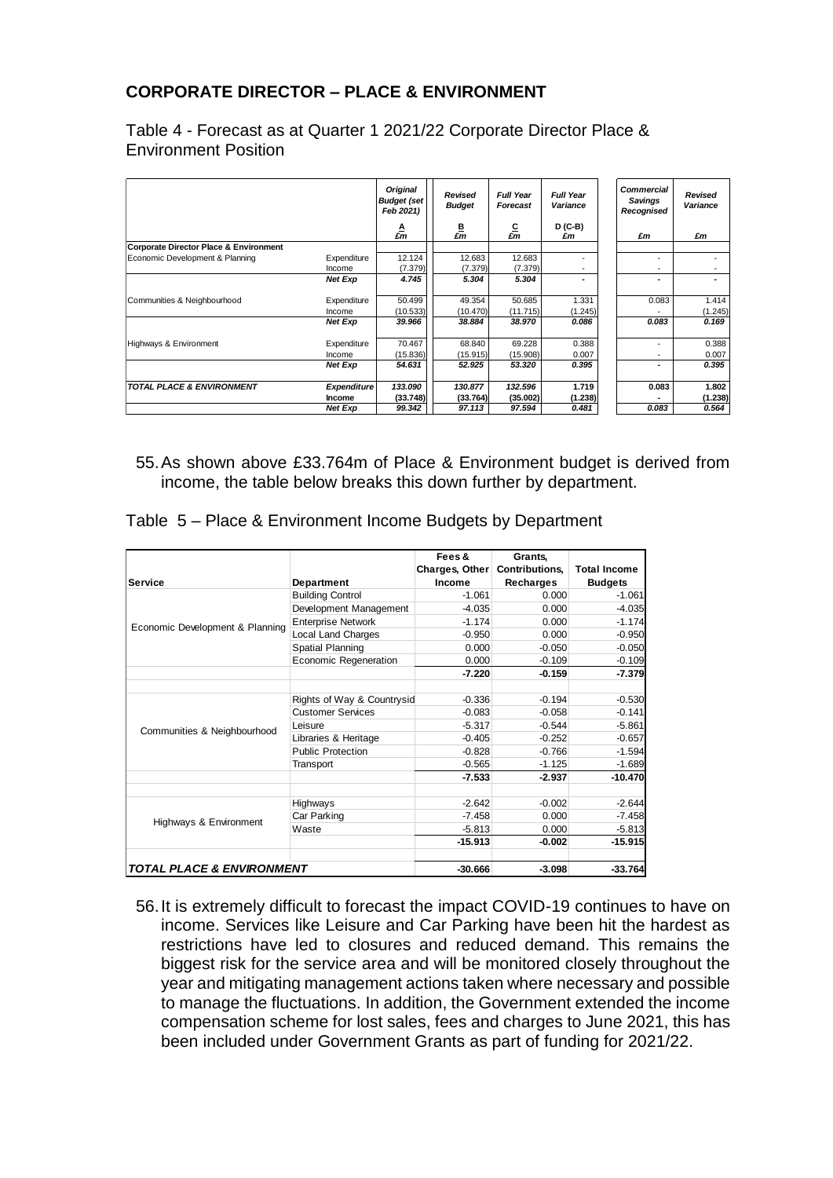## CORPORATE DIRECTOR – PLACE & ENVIRONMENT

Table 4 - Forecast as at Quarter 1 2021/22 Corporate Director Place & Environment Position

| | | *Original Budget (set Feb 2021)* | *Revised Budget* | *Full Year Forecast* | *Full Year Variance* | *Commercial Savings Recognised* | *Revised Variance* |
|---|---|---|---|---|---|---|---|
| | | A £m | B £m | C £m | D (C-B) £m | £m | £m |
| **Corporate Director Place & Environment** | | | | | | | |
| Economic Development & Planning | Expenditure | 12.124 | 12.683 | 12.683 | - | - | - |
| | Income | (7.379) | (7.379) | (7.379) | - | - | - |
| | *Net Exp* | *4.745* | *5.304* | *5.304* | - | - | - |
| Communities & Neighbourhood | Expenditure | 50.499 | 49.354 | 50.685 | 1.331 | 0.083 | 1.414 |
| | Income | (10.533) | (10.470) | (11.715) | (1.245) | - | (1.245) |
| | *Net Exp* | *39.966* | *38.884* | *38.970* | *0.086* | *0.083* | *0.169* |
| Highways & Environment | Expenditure | 70.467 | 68.840 | 69.228 | 0.388 | - | 0.388 |
| | Income | (15.836) | (15.915) | (15.908) | 0.007 | - | 0.007 |
| | *Net Exp* | *54.631* | *52.925* | *53.320* | *0.395* | - | *0.395* |
| ***TOTAL PLACE & ENVIRONMENT*** | ***Expenditure*** | **133.090** | **130.877** | **132.596** | **1.719** | **0.083** | **1.802** |
| | **Income** | **(33.748)** | **(33.764)** | **(35.002)** | **(1.238)** | - | **(1.238)** |
| | ***Net Exp*** | ***99.342*** | ***97.113*** | ***97.594*** | ***0.481*** | ***0.083*** | ***0.564*** |

55. As shown above £33.764m of Place & Environment budget is derived from income, the table below breaks this down further by department.

Table 5 – Place & Environment Income Budgets by Department

| Service | Department | Fees & Charges, Other Income | Grants, Contributions, Recharges | Total Income Budgets |
|---|---|---|---|---|
| Economic Development & Planning | Building Control | -1.061 | 0.000 | -1.061 |
| | Development Management | -4.035 | 0.000 | -4.035 |
| | Enterprise Network | -1.174 | 0.000 | -1.174 |
| | Local Land Charges | -0.950 | 0.000 | -0.950 |
| | Spatial Planning | 0.000 | -0.050 | -0.050 |
| | Economic Regeneration | 0.000 | -0.109 | -0.109 |
| | | **-7.220** | **-0.159** | **-7.379** |
| Communities & Neighbourhood | Rights of Way & Countrysid | -0.336 | -0.194 | -0.530 |
| | Customer Services | -0.083 | -0.058 | -0.141 |
| | Leisure | -5.317 | -0.544 | -5.861 |
| | Libraries & Heritage | -0.405 | -0.252 | -0.657 |
| | Public Protection | -0.828 | -0.766 | -1.594 |
| | Transport | -0.565 | -1.125 | -1.689 |
| | | **-7.533** | **-2.937** | **-10.470** |
| Highways & Environment | Highways | -2.642 | -0.002 | -2.644 |
| | Car Parking | -7.458 | 0.000 | -7.458 |
| | Waste | -5.813 | 0.000 | -5.813 |
| | | **-15.913** | **-0.002** | **-15.915** |
| ***TOTAL PLACE & ENVIRONMENT*** | | **-30.666** | **-3.098** | **-33.764** |

56. It is extremely difficult to forecast the impact COVID-19 continues to have on income. Services like Leisure and Car Parking have been hit the hardest as restrictions have led to closures and reduced demand. This remains the biggest risk for the service area and will be monitored closely throughout the year and mitigating management actions taken where necessary and possible to manage the fluctuations. In addition, the Government extended the income compensation scheme for lost sales, fees and charges to June 2021, this has been included under Government Grants as part of funding for 2021/22.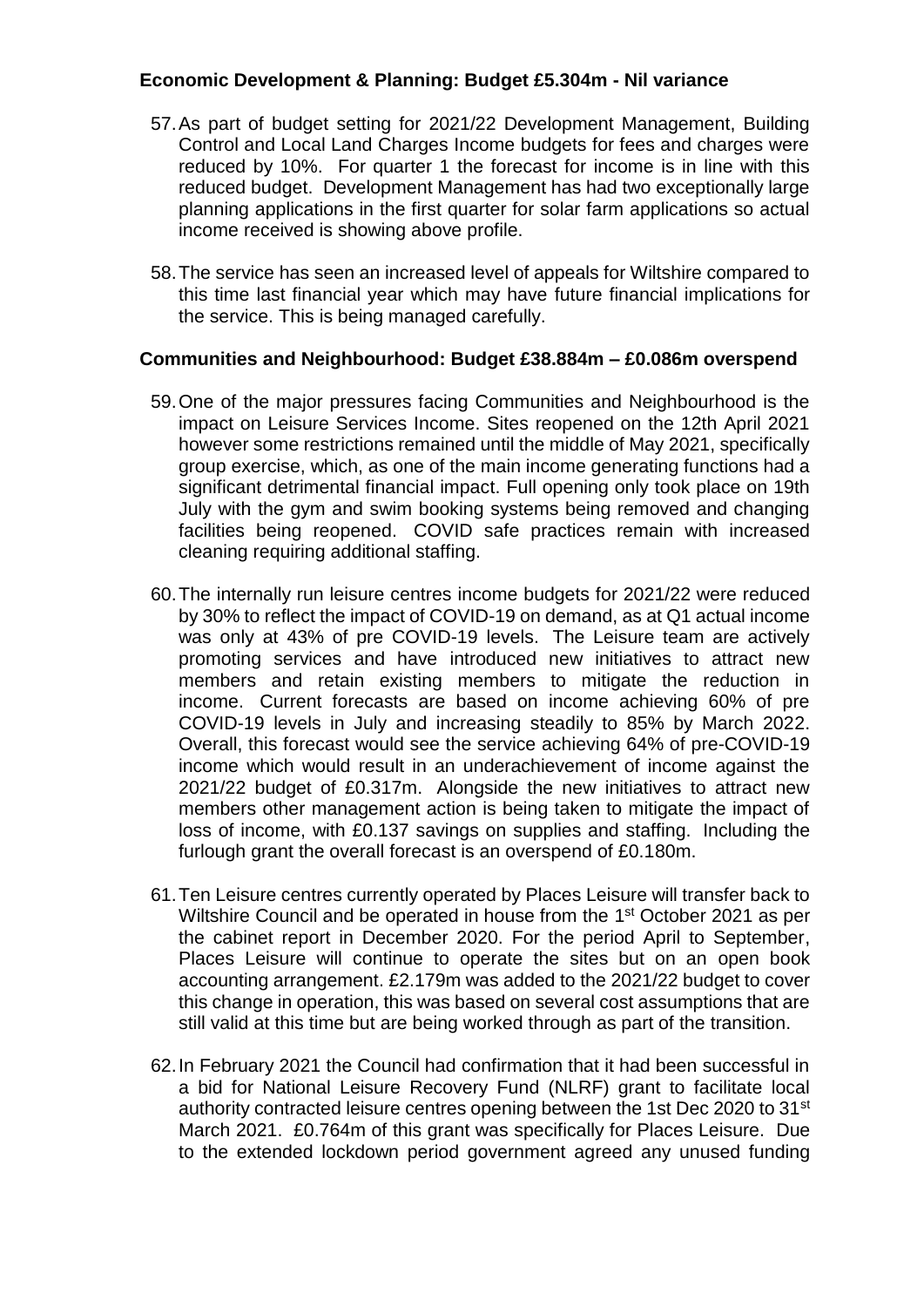**Economic Development & Planning: Budget £5.304m - Nil variance**

57. As part of budget setting for 2021/22 Development Management, Building Control and Local Land Charges Income budgets for fees and charges were reduced by 10%. For quarter 1 the forecast for income is in line with this reduced budget. Development Management has had two exceptionally large planning applications in the first quarter for solar farm applications so actual income received is showing above profile.

58. The service has seen an increased level of appeals for Wiltshire compared to this time last financial year which may have future financial implications for the service. This is being managed carefully.

**Communities and Neighbourhood: Budget £38.884m – £0.086m overspend**

59. One of the major pressures facing Communities and Neighbourhood is the impact on Leisure Services Income. Sites reopened on the 12th April 2021 however some restrictions remained until the middle of May 2021, specifically group exercise, which, as one of the main income generating functions had a significant detrimental financial impact. Full opening only took place on 19th July with the gym and swim booking systems being removed and changing facilities being reopened. COVID safe practices remain with increased cleaning requiring additional staffing.

60. The internally run leisure centres income budgets for 2021/22 were reduced by 30% to reflect the impact of COVID-19 on demand, as at Q1 actual income was only at 43% of pre COVID-19 levels. The Leisure team are actively promoting services and have introduced new initiatives to attract new members and retain existing members to mitigate the reduction in income. Current forecasts are based on income achieving 60% of pre COVID-19 levels in July and increasing steadily to 85% by March 2022. Overall, this forecast would see the service achieving 64% of pre-COVID-19 income which would result in an underachievement of income against the 2021/22 budget of £0.317m. Alongside the new initiatives to attract new members other management action is being taken to mitigate the impact of loss of income, with £0.137 savings on supplies and staffing. Including the furlough grant the overall forecast is an overspend of £0.180m.

61. Ten Leisure centres currently operated by Places Leisure will transfer back to Wiltshire Council and be operated in house from the 1st October 2021 as per the cabinet report in December 2020. For the period April to September, Places Leisure will continue to operate the sites but on an open book accounting arrangement. £2.179m was added to the 2021/22 budget to cover this change in operation, this was based on several cost assumptions that are still valid at this time but are being worked through as part of the transition.

62. In February 2021 the Council had confirmation that it had been successful in a bid for National Leisure Recovery Fund (NLRF) grant to facilitate local authority contracted leisure centres opening between the 1st Dec 2020 to 31st March 2021. £0.764m of this grant was specifically for Places Leisure. Due to the extended lockdown period government agreed any unused funding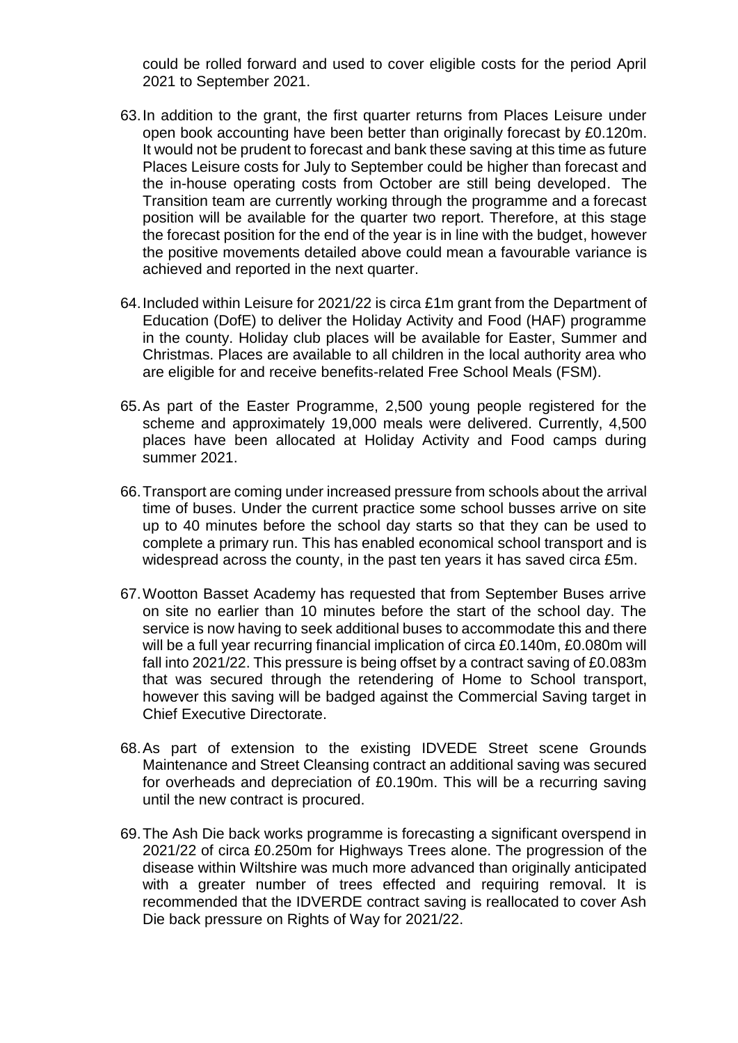could be rolled forward and used to cover eligible costs for the period April 2021 to September 2021.

63. In addition to the grant, the first quarter returns from Places Leisure under open book accounting have been better than originally forecast by £0.120m. It would not be prudent to forecast and bank these saving at this time as future Places Leisure costs for July to September could be higher than forecast and the in-house operating costs from October are still being developed. The Transition team are currently working through the programme and a forecast position will be available for the quarter two report. Therefore, at this stage the forecast position for the end of the year is in line with the budget, however the positive movements detailed above could mean a favourable variance is achieved and reported in the next quarter.

64. Included within Leisure for 2021/22 is circa £1m grant from the Department of Education (DofE) to deliver the Holiday Activity and Food (HAF) programme in the county. Holiday club places will be available for Easter, Summer and Christmas. Places are available to all children in the local authority area who are eligible for and receive benefits-related Free School Meals (FSM).

65. As part of the Easter Programme, 2,500 young people registered for the scheme and approximately 19,000 meals were delivered. Currently, 4,500 places have been allocated at Holiday Activity and Food camps during summer 2021.

66. Transport are coming under increased pressure from schools about the arrival time of buses. Under the current practice some school busses arrive on site up to 40 minutes before the school day starts so that they can be used to complete a primary run. This has enabled economical school transport and is widespread across the county, in the past ten years it has saved circa £5m.

67. Wootton Basset Academy has requested that from September Buses arrive on site no earlier than 10 minutes before the start of the school day. The service is now having to seek additional buses to accommodate this and there will be a full year recurring financial implication of circa £0.140m, £0.080m will fall into 2021/22. This pressure is being offset by a contract saving of £0.083m that was secured through the retendering of Home to School transport, however this saving will be badged against the Commercial Saving target in Chief Executive Directorate.

68. As part of extension to the existing IDVEDE Street scene Grounds Maintenance and Street Cleansing contract an additional saving was secured for overheads and depreciation of £0.190m. This will be a recurring saving until the new contract is procured.

69. The Ash Die back works programme is forecasting a significant overspend in 2021/22 of circa £0.250m for Highways Trees alone. The progression of the disease within Wiltshire was much more advanced than originally anticipated with a greater number of trees effected and requiring removal. It is recommended that the IDVERDE contract saving is reallocated to cover Ash Die back pressure on Rights of Way for 2021/22.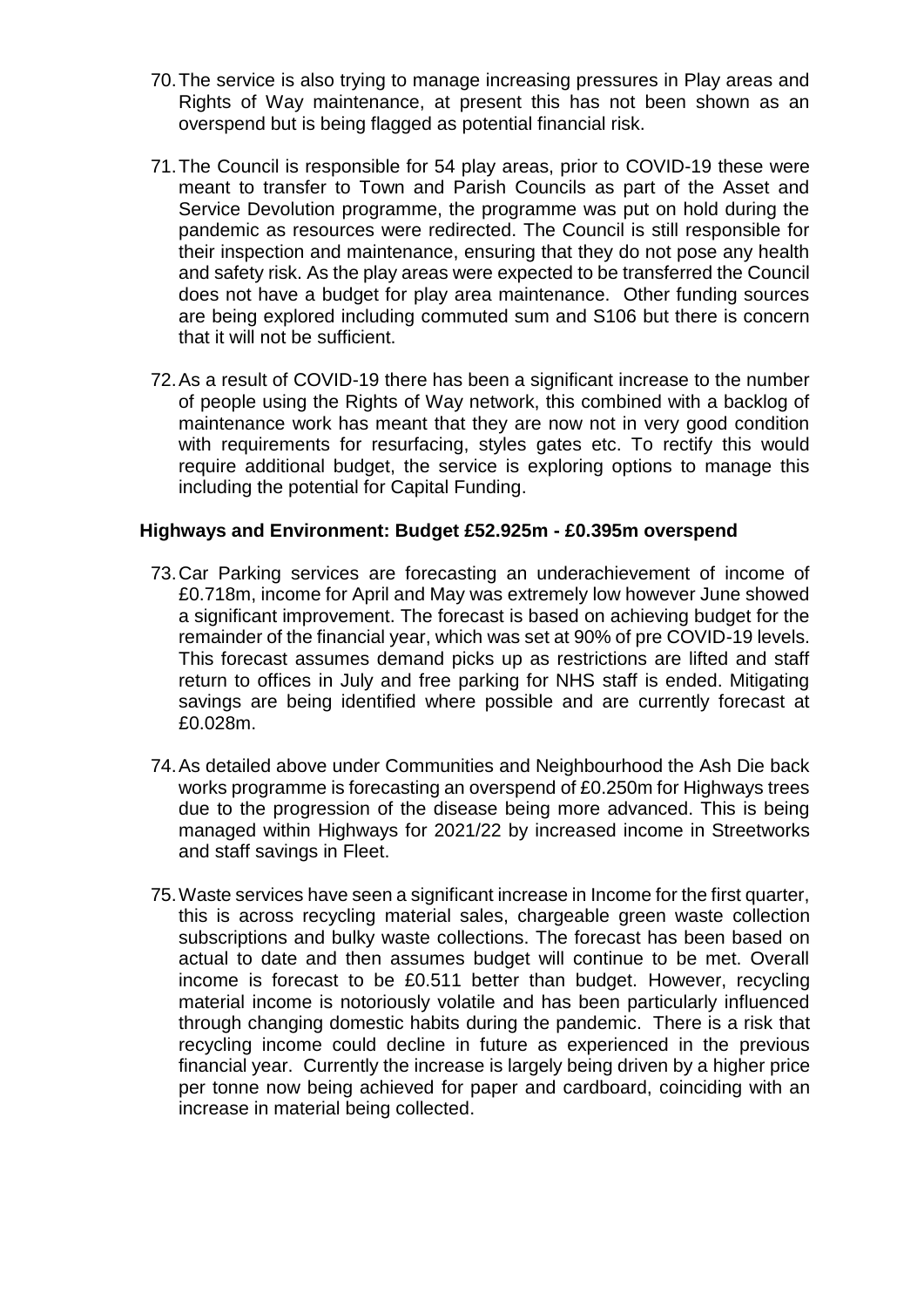70. The service is also trying to manage increasing pressures in Play areas and Rights of Way maintenance, at present this has not been shown as an overspend but is being flagged as potential financial risk.

71. The Council is responsible for 54 play areas, prior to COVID-19 these were meant to transfer to Town and Parish Councils as part of the Asset and Service Devolution programme, the programme was put on hold during the pandemic as resources were redirected. The Council is still responsible for their inspection and maintenance, ensuring that they do not pose any health and safety risk. As the play areas were expected to be transferred the Council does not have a budget for play area maintenance. Other funding sources are being explored including commuted sum and S106 but there is concern that it will not be sufficient.

72. As a result of COVID-19 there has been a significant increase to the number of people using the Rights of Way network, this combined with a backlog of maintenance work has meant that they are now not in very good condition with requirements for resurfacing, styles gates etc. To rectify this would require additional budget, the service is exploring options to manage this including the potential for Capital Funding.

**Highways and Environment: Budget £52.925m - £0.395m overspend**

73. Car Parking services are forecasting an underachievement of income of £0.718m, income for April and May was extremely low however June showed a significant improvement. The forecast is based on achieving budget for the remainder of the financial year, which was set at 90% of pre COVID-19 levels. This forecast assumes demand picks up as restrictions are lifted and staff return to offices in July and free parking for NHS staff is ended. Mitigating savings are being identified where possible and are currently forecast at £0.028m.

74. As detailed above under Communities and Neighbourhood the Ash Die back works programme is forecasting an overspend of £0.250m for Highways trees due to the progression of the disease being more advanced. This is being managed within Highways for 2021/22 by increased income in Streetworks and staff savings in Fleet.

75. Waste services have seen a significant increase in Income for the first quarter, this is across recycling material sales, chargeable green waste collection subscriptions and bulky waste collections. The forecast has been based on actual to date and then assumes budget will continue to be met. Overall income is forecast to be £0.511 better than budget. However, recycling material income is notoriously volatile and has been particularly influenced through changing domestic habits during the pandemic. There is a risk that recycling income could decline in future as experienced in the previous financial year. Currently the increase is largely being driven by a higher price per tonne now being achieved for paper and cardboard, coinciding with an increase in material being collected.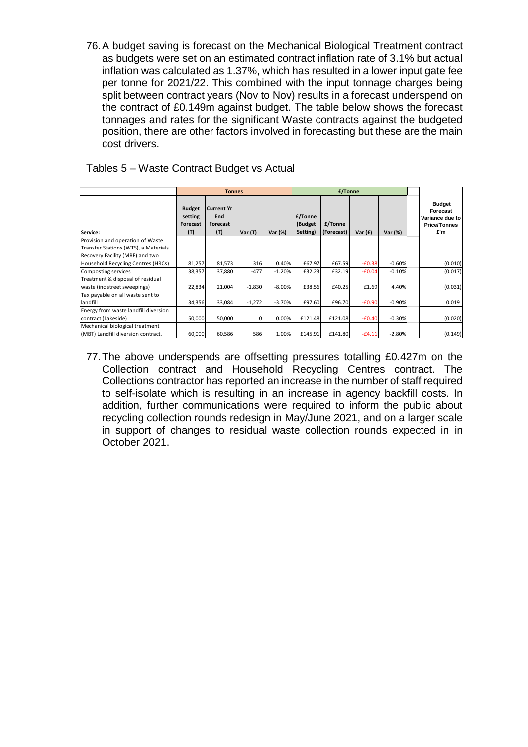76. A budget saving is forecast on the Mechanical Biological Treatment contract as budgets were set on an estimated contract inflation rate of 3.1% but actual inflation was calculated as 1.37%, which has resulted in a lower input gate fee per tonne for 2021/22. This combined with the input tonnage charges being split between contract years (Nov to Nov) results in a forecast underspend on the contract of £0.149m against budget. The table below shows the forecast tonnages and rates for the significant Waste contracts against the budgeted position, there are other factors involved in forecasting but these are the main cost drivers.

Tables 5 – Waste Contract Budget vs Actual

| | Tonnes | | | | £/Tonne | | | | |
|---|---|---|---|---|---|---|---|---|---|
| Service: | Budget setting Forecast (T) | Current Yr End Forecast (T) | Var (T) | Var (%) | £/Tonne (Budget Setting) | £/Tonne (Forecast) | Var (£) | Var (%) | Budget Forecast Variance due to Price/Tonnes £'m |
| Provision and operation of Waste Transfer Stations (WTS), a Materials Recovery Facility (MRF) and two Household Recycling Centres (HRCs) | 81,257 | 81,573 | 316 | 0.40% | £67.97 | £67.59 | -£0.38 | -0.60% | (0.010) |
| Composting services | 38,357 | 37,880 | -477 | -1.20% | £32.23 | £32.19 | -£0.04 | -0.10% | (0.017) |
| Treatment & disposal of residual waste (inc street sweepings) | 22,834 | 21,004 | -1,830 | -8.00% | £38.56 | £40.25 | £1.69 | 4.40% | (0.031) |
| Tax payable on all waste sent to landfill | 34,356 | 33,084 | -1,272 | -3.70% | £97.60 | £96.70 | -£0.90 | -0.90% | 0.019 |
| Energy from waste landfill diversion contract (Lakeside) | 50,000 | 50,000 | 0 | 0.00% | £121.48 | £121.08 | -£0.40 | -0.30% | (0.020) |
| Mechanical biological treatment (MBT) Landfill diversion contract. | 60,000 | 60,586 | 586 | 1.00% | £145.91 | £141.80 | -£4.11 | -2.80% | (0.149) |

77. The above underspends are offsetting pressures totalling £0.427m on the Collection contract and Household Recycling Centres contract. The Collections contractor has reported an increase in the number of staff required to self-isolate which is resulting in an increase in agency backfill costs. In addition, further communications were required to inform the public about recycling collection rounds redesign in May/June 2021, and on a larger scale in support of changes to residual waste collection rounds expected in in October 2021.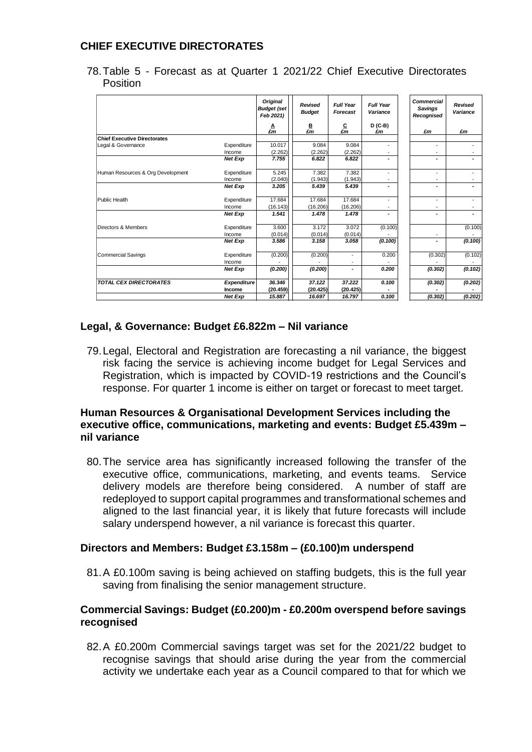## CHIEF EXECUTIVE DIRECTORATES

78. Table 5 - Forecast as at Quarter 1 2021/22 Chief Executive Directorates Position

| | | *Original Budget (set Feb 2021)* | *Revised Budget* | *Full Year Forecast* | *Full Year Variance* | *Commercial Savings Recognised* | *Revised Variance* |
|---|---|---|---|---|---|---|---|
| | | A £m | B £m | C £m | D (C-B) £m | £m | £m |
| **Chief Executive Directorates** | | | | | | | |
| Legal & Governance | Expenditure | 10.017 | 9.084 | 9.084 | - | - | - |
| | Income | (2.262) | (2.262) | (2.262) | - | - | - |
| | ***Net Exp*** | ***7.755*** | ***6.822*** | ***6.822*** | - | - | - |
| Human Resources & Org Development | Expenditure | 5.245 | 7.382 | 7.382 | - | - | - |
| | Income | (2.040) | (1.943) | (1.943) | - | - | - |
| | ***Net Exp*** | ***3.205*** | ***5.439*** | ***5.439*** | - | - | - |
| Public Health | Expenditure | 17.684 | 17.684 | 17.684 | - | - | - |
| | Income | (16.143) | (16.206) | (16.206) | - | - | - |
| | ***Net Exp*** | ***1.541*** | ***1.478*** | ***1.478*** | - | - | - |
| Directors & Members | Expenditure | 3.600 | 3.172 | 3.072 | (0.100) | | (0.100) |
| | Income | (0.014) | (0.014) | (0.014) | - | - | - |
| | ***Net Exp*** | ***3.586*** | ***3.158*** | ***3.058*** | ***(0.100)*** | - | ***(0.100)*** |
| Commercial Savings | Expenditure | (0.200) | (0.200) | - | 0.200 | (0.302) | (0.102) |
| | Income | - | - | - | - | - | - |
| | ***Net Exp*** | ***(0.200)*** | ***(0.200)*** | - | ***0.200*** | ***(0.302)*** | ***(0.102)*** |
| ***TOTAL CEX DIRECTORATES*** | ***Expenditure*** | ***36.346*** | ***37.122*** | ***37.222*** | ***0.100*** | ***(0.302)*** | ***(0.202)*** |
| | **Income** | **(20.459)** | **(20.425)** | **(20.425)** | - | - | - |
| | ***Net Exp*** | ***15.887*** | ***16.697*** | ***16.797*** | ***0.100*** | ***(0.302)*** | ***(0.202)*** |

### Legal, & Governance: Budget £6.822m – Nil variance

79. Legal, Electoral and Registration are forecasting a nil variance, the biggest risk facing the service is achieving income budget for Legal Services and Registration, which is impacted by COVID-19 restrictions and the Council's response. For quarter 1 income is either on target or forecast to meet target.

### Human Resources & Organisational Development Services including the executive office, communications, marketing and events: Budget £5.439m – nil variance

80. The service area has significantly increased following the transfer of the executive office, communications, marketing, and events teams. Service delivery models are therefore being considered. A number of staff are redeployed to support capital programmes and transformational schemes and aligned to the last financial year, it is likely that future forecasts will include salary underspend however, a nil variance is forecast this quarter.

### Directors and Members: Budget £3.158m – (£0.100)m underspend

81. A £0.100m saving is being achieved on staffing budgets, this is the full year saving from finalising the senior management structure.

### Commercial Savings: Budget (£0.200)m - £0.200m overspend before savings recognised

82. A £0.200m Commercial savings target was set for the 2021/22 budget to recognise savings that should arise during the year from the commercial activity we undertake each year as a Council compared to that for which we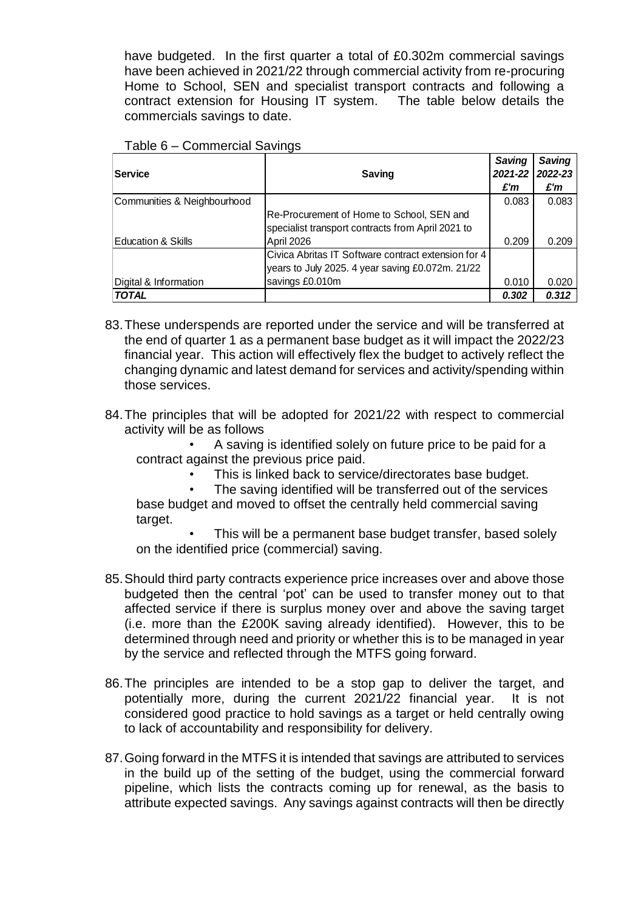have budgeted. In the first quarter a total of £0.302m commercial savings have been achieved in 2021/22 through commercial activity from re-procuring Home to School, SEN and specialist transport contracts and following a contract extension for Housing IT system. The table below details the commercials savings to date.

Table 6 – Commercial Savings

| Service | Saving | *Saving 2021-22 £'m* | *Saving 2022-23 £'m* |
|---|---|---|---|
| Communities & Neighbourhood | | 0.083 | 0.083 |
| Education & Skills | Re-Procurement of Home to School, SEN and specialist transport contracts from April 2021 to April 2026 | 0.209 | 0.209 |
| Digital & Information | Civica Abritas IT Software contract extension for 4 years to July 2025. 4 year saving £0.072m. 21/22 savings £0.010m | 0.010 | 0.020 |
| ***TOTAL*** | | ***0.302*** | ***0.312*** |

83. These underspends are reported under the service and will be transferred at the end of quarter 1 as a permanent base budget as it will impact the 2022/23 financial year. This action will effectively flex the budget to actively reflect the changing dynamic and latest demand for services and activity/spending within those services.

84. The principles that will be adopted for 2021/22 with respect to commercial activity will be as follows
    - A saving is identified solely on future price to be paid for a contract against the previous price paid.
    - This is linked back to service/directorates base budget.
    - The saving identified will be transferred out of the services base budget and moved to offset the centrally held commercial saving target.
    - This will be a permanent base budget transfer, based solely on the identified price (commercial) saving.

85. Should third party contracts experience price increases over and above those budgeted then the central 'pot' can be used to transfer money out to that affected service if there is surplus money over and above the saving target (i.e. more than the £200K saving already identified). However, this to be determined through need and priority or whether this is to be managed in year by the service and reflected through the MTFS going forward.

86. The principles are intended to be a stop gap to deliver the target, and potentially more, during the current 2021/22 financial year. It is not considered good practice to hold savings as a target or held centrally owing to lack of accountability and responsibility for delivery.

87. Going forward in the MTFS it is intended that savings are attributed to services in the build up of the setting of the budget, using the commercial forward pipeline, which lists the contracts coming up for renewal, as the basis to attribute expected savings. Any savings against contracts will then be directly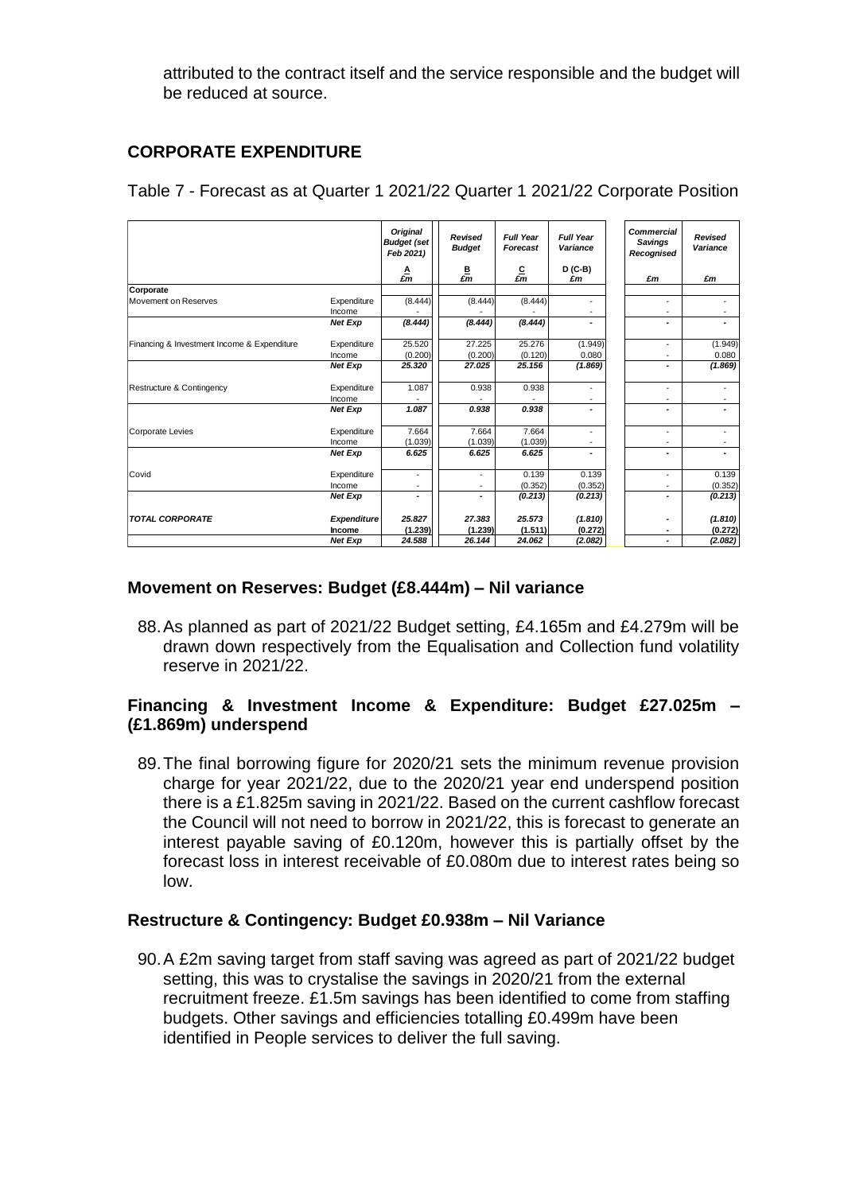attributed to the contract itself and the service responsible and the budget will be reduced at source.

## CORPORATE EXPENDITURE

Table 7 - Forecast as at Quarter 1 2021/22 Quarter 1 2021/22 Corporate Position

| | | *Original Budget (set Feb 2021)* | *Revised Budget* | *Full Year Forecast* | *Full Year Variance* | *Commercial Savings Recognised* | *Revised Variance* |
|---|---|---|---|---|---|---|---|
| | | A £m | B £m | C £m | D (C-B) £m | £m | £m |
| **Corporate** | | | | | | | |
| Movement on Reserves | Expenditure | (8.444) | (8.444) | (8.444) | - | - | - |
| | Income | - | - | - | - | - | - |
| | *Net Exp* | *(8.444)* | *(8.444)* | *(8.444)* | - | - | - |
| Financing & Investment Income & Expenditure | Expenditure | 25.520 | 27.225 | 25.276 | (1.949) | - | (1.949) |
| | Income | (0.200) | (0.200) | (0.120) | 0.080 | - | 0.080 |
| | *Net Exp* | *25.320* | *27.025* | *25.156* | *(1.869)* | - | *(1.869)* |
| Restructure & Contingency | Expenditure | 1.087 | 0.938 | 0.938 | - | - | - |
| | Income | - | - | - | - | - | - |
| | *Net Exp* | *1.087* | *0.938* | *0.938* | - | - | - |
| Corporate Levies | Expenditure | 7.664 | 7.664 | 7.664 | - | - | - |
| | Income | (1.039) | (1.039) | (1.039) | - | - | - |
| | *Net Exp* | *6.625* | *6.625* | *6.625* | - | - | - |
| Covid | Expenditure | - | - | 0.139 | 0.139 | - | 0.139 |
| | Income | - | - | (0.352) | (0.352) | - | (0.352) |
| | *Net Exp* | - | - | *(0.213)* | *(0.213)* | - | *(0.213)* |
| ***TOTAL CORPORATE*** | ***Expenditure*** | *25.827* | *27.383* | *25.573* | *(1.810)* | - | *(1.810)* |
| | **Income** | **(1.239)** | **(1.239)** | **(1.511)** | **(0.272)** | - | **(0.272)** |
| | *Net Exp* | *24.588* | *26.144* | *24.062* | *(2.082)* | - | *(2.082)* |

### Movement on Reserves: Budget (£8.444m) – Nil variance

88. As planned as part of 2021/22 Budget setting, £4.165m and £4.279m will be drawn down respectively from the Equalisation and Collection fund volatility reserve in 2021/22.

### Financing & Investment Income & Expenditure: Budget £27.025m – (£1.869m) underspend

89. The final borrowing figure for 2020/21 sets the minimum revenue provision charge for year 2021/22, due to the 2020/21 year end underspend position there is a £1.825m saving in 2021/22. Based on the current cashflow forecast the Council will not need to borrow in 2021/22, this is forecast to generate an interest payable saving of £0.120m, however this is partially offset by the forecast loss in interest receivable of £0.080m due to interest rates being so low.

### Restructure & Contingency: Budget £0.938m – Nil Variance

90. A £2m saving target from staff saving was agreed as part of 2021/22 budget setting, this was to crystalise the savings in 2020/21 from the external recruitment freeze. £1.5m savings has been identified to come from staffing budgets. Other savings and efficiencies totalling £0.499m have been identified in People services to deliver the full saving.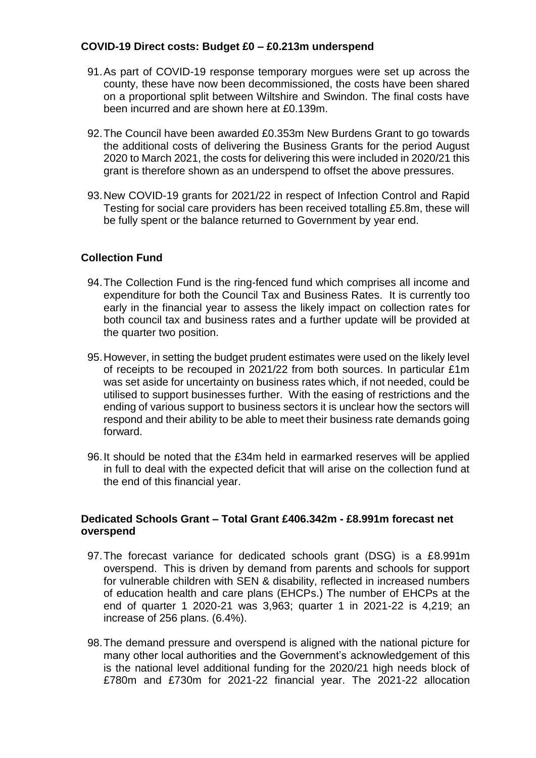**COVID-19 Direct costs: Budget £0 – £0.213m underspend**

91. As part of COVID-19 response temporary morgues were set up across the county, these have now been decommissioned, the costs have been shared on a proportional split between Wiltshire and Swindon. The final costs have been incurred and are shown here at £0.139m.

92. The Council have been awarded £0.353m New Burdens Grant to go towards the additional costs of delivering the Business Grants for the period August 2020 to March 2021, the costs for delivering this were included in 2020/21 this grant is therefore shown as an underspend to offset the above pressures.

93. New COVID-19 grants for 2021/22 in respect of Infection Control and Rapid Testing for social care providers has been received totalling £5.8m, these will be fully spent or the balance returned to Government by year end.

**Collection Fund**

94. The Collection Fund is the ring-fenced fund which comprises all income and expenditure for both the Council Tax and Business Rates. It is currently too early in the financial year to assess the likely impact on collection rates for both council tax and business rates and a further update will be provided at the quarter two position.

95. However, in setting the budget prudent estimates were used on the likely level of receipts to be recouped in 2021/22 from both sources. In particular £1m was set aside for uncertainty on business rates which, if not needed, could be utilised to support businesses further. With the easing of restrictions and the ending of various support to business sectors it is unclear how the sectors will respond and their ability to be able to meet their business rate demands going forward.

96. It should be noted that the £34m held in earmarked reserves will be applied in full to deal with the expected deficit that will arise on the collection fund at the end of this financial year.

**Dedicated Schools Grant – Total Grant £406.342m - £8.991m forecast net overspend**

97. The forecast variance for dedicated schools grant (DSG) is a £8.991m overspend. This is driven by demand from parents and schools for support for vulnerable children with SEN & disability, reflected in increased numbers of education health and care plans (EHCPs.) The number of EHCPs at the end of quarter 1 2020-21 was 3,963; quarter 1 in 2021-22 is 4,219; an increase of 256 plans. (6.4%).

98. The demand pressure and overspend is aligned with the national picture for many other local authorities and the Government's acknowledgement of this is the national level additional funding for the 2020/21 high needs block of £780m and £730m for 2021-22 financial year. The 2021-22 allocation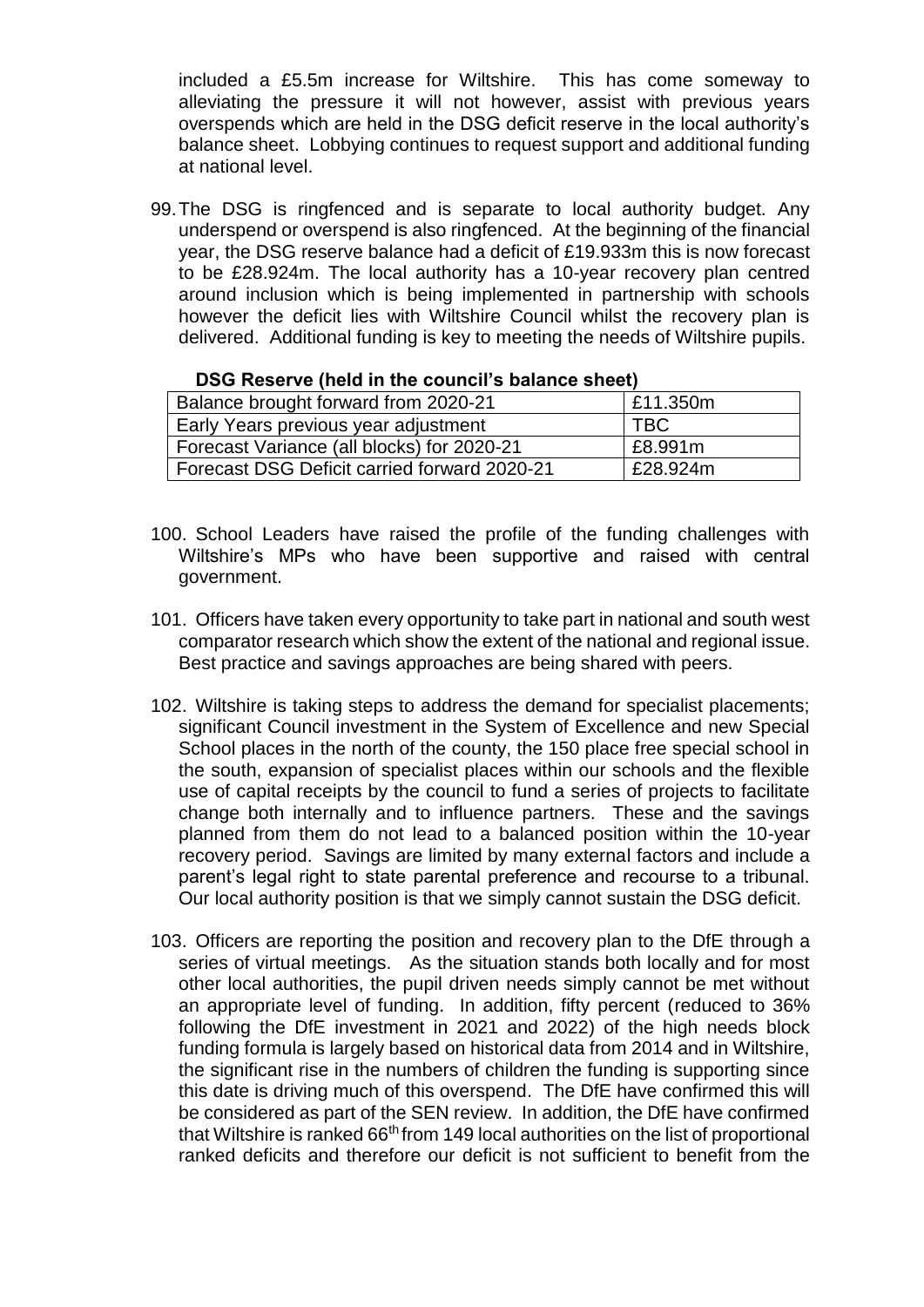included a £5.5m increase for Wiltshire. This has come someway to alleviating the pressure it will not however, assist with previous years overspends which are held in the DSG deficit reserve in the local authority's balance sheet. Lobbying continues to request support and additional funding at national level.

99. The DSG is ringfenced and is separate to local authority budget. Any underspend or overspend is also ringfenced. At the beginning of the financial year, the DSG reserve balance had a deficit of £19.933m this is now forecast to be £28.924m. The local authority has a 10-year recovery plan centred around inclusion which is being implemented in partnership with schools however the deficit lies with Wiltshire Council whilst the recovery plan is delivered. Additional funding is key to meeting the needs of Wiltshire pupils.

**DSG Reserve (held in the council's balance sheet)**

| | |
|---|---|
| Balance brought forward from 2020-21 | £11.350m |
| Early Years previous year adjustment | TBC |
| Forecast Variance (all blocks) for 2020-21 | £8.991m |
| Forecast DSG Deficit carried forward 2020-21 | £28.924m |

100. School Leaders have raised the profile of the funding challenges with Wiltshire's MPs who have been supportive and raised with central government.

101. Officers have taken every opportunity to take part in national and south west comparator research which show the extent of the national and regional issue. Best practice and savings approaches are being shared with peers.

102. Wiltshire is taking steps to address the demand for specialist placements; significant Council investment in the System of Excellence and new Special School places in the north of the county, the 150 place free special school in the south, expansion of specialist places within our schools and the flexible use of capital receipts by the council to fund a series of projects to facilitate change both internally and to influence partners. These and the savings planned from them do not lead to a balanced position within the 10-year recovery period. Savings are limited by many external factors and include a parent's legal right to state parental preference and recourse to a tribunal. Our local authority position is that we simply cannot sustain the DSG deficit.

103. Officers are reporting the position and recovery plan to the DfE through a series of virtual meetings. As the situation stands both locally and for most other local authorities, the pupil driven needs simply cannot be met without an appropriate level of funding. In addition, fifty percent (reduced to 36% following the DfE investment in 2021 and 2022) of the high needs block funding formula is largely based on historical data from 2014 and in Wiltshire, the significant rise in the numbers of children the funding is supporting since this date is driving much of this overspend. The DfE have confirmed this will be considered as part of the SEN review. In addition, the DfE have confirmed that Wiltshire is ranked 66th from 149 local authorities on the list of proportional ranked deficits and therefore our deficit is not sufficient to benefit from the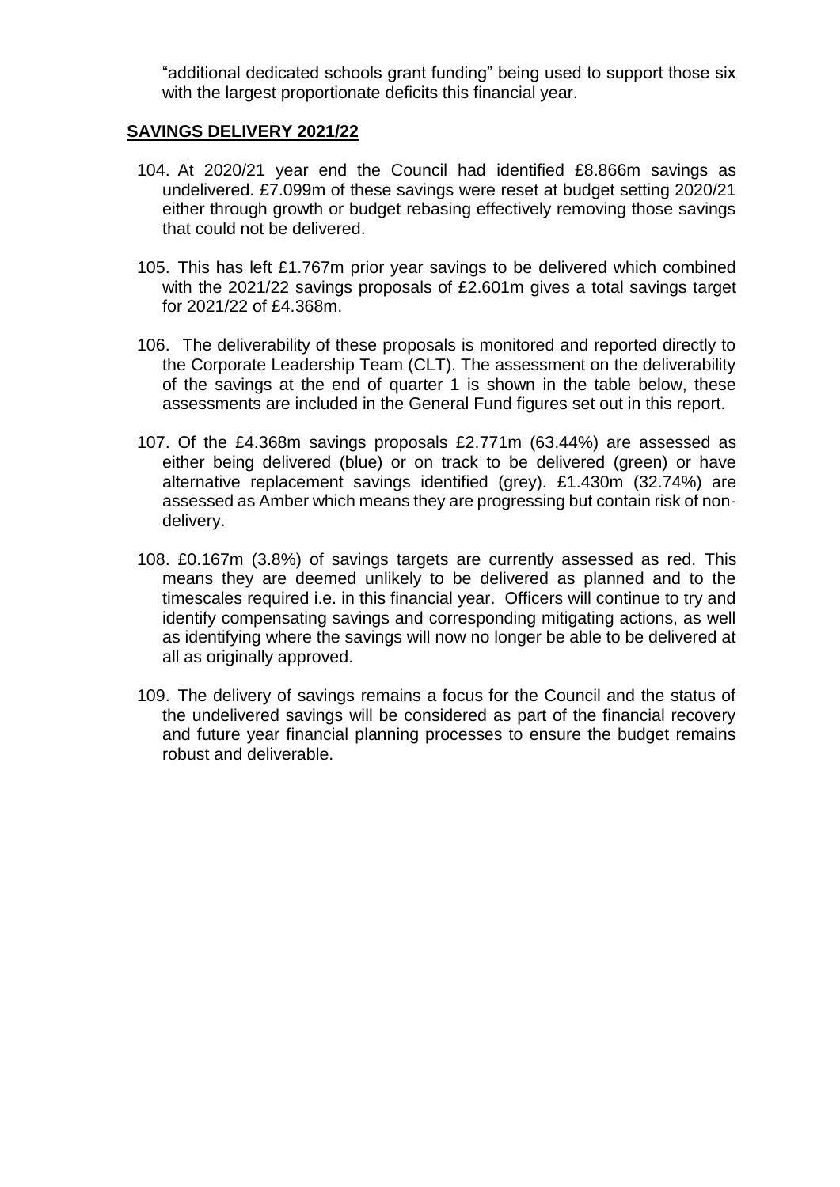"additional dedicated schools grant funding" being used to support those six with the largest proportionate deficits this financial year.

## SAVINGS DELIVERY 2021/22

104. At 2020/21 year end the Council had identified £8.866m savings as undelivered. £7.099m of these savings were reset at budget setting 2020/21 either through growth or budget rebasing effectively removing those savings that could not be delivered.

105. This has left £1.767m prior year savings to be delivered which combined with the 2021/22 savings proposals of £2.601m gives a total savings target for 2021/22 of £4.368m.

106. The deliverability of these proposals is monitored and reported directly to the Corporate Leadership Team (CLT). The assessment on the deliverability of the savings at the end of quarter 1 is shown in the table below, these assessments are included in the General Fund figures set out in this report.

107. Of the £4.368m savings proposals £2.771m (63.44%) are assessed as either being delivered (blue) or on track to be delivered (green) or have alternative replacement savings identified (grey). £1.430m (32.74%) are assessed as Amber which means they are progressing but contain risk of non-delivery.

108. £0.167m (3.8%) of savings targets are currently assessed as red. This means they are deemed unlikely to be delivered as planned and to the timescales required i.e. in this financial year. Officers will continue to try and identify compensating savings and corresponding mitigating actions, as well as identifying where the savings will now no longer be able to be delivered at all as originally approved.

109. The delivery of savings remains a focus for the Council and the status of the undelivered savings will be considered as part of the financial recovery and future year financial planning processes to ensure the budget remains robust and deliverable.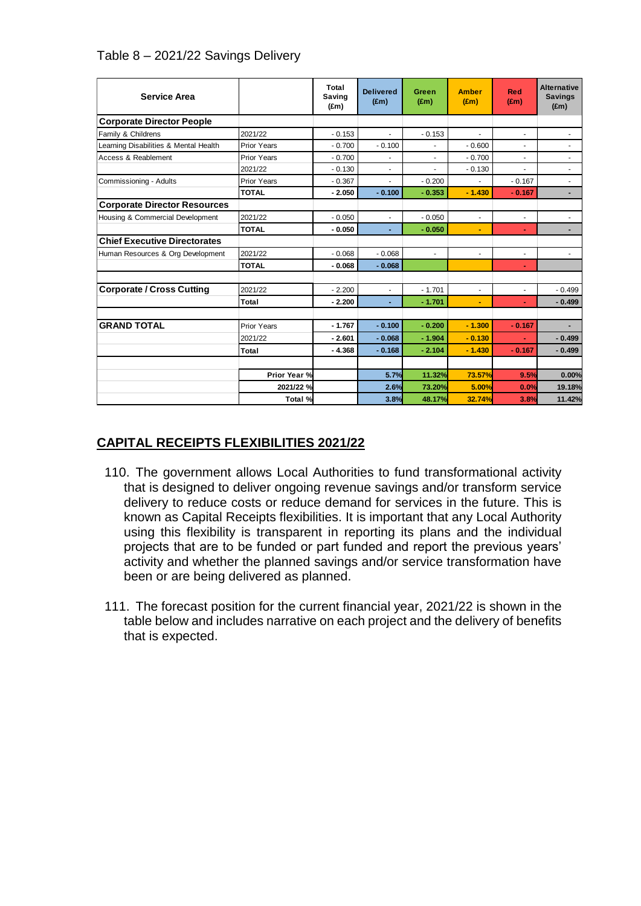Table 8 – 2021/22 Savings Delivery

| Service Area | | Total Saving (£m) | Delivered (£m) | Green (£m) | Amber (£m) | Red (£m) | Alternative Savings (£m) |
|---|---|---|---|---|---|---|---|
| **Corporate Director People** | | | | | | | |
| Family & Childrens | 2021/22 | - 0.153 | - | - 0.153 | - | - | - |
| Learning Disabilities & Mental Health | Prior Years | - 0.700 | - 0.100 | - | - 0.600 | - | - |
| Access & Reablement | Prior Years | - 0.700 | - | - | - 0.700 | - | - |
| | 2021/22 | - 0.130 | - | - | - 0.130 | - | - |
| Commissioning - Adults | Prior Years | - 0.367 | - | - 0.200 | - | - 0.167 | - |
| | **TOTAL** | **- 2.050** | **- 0.100** | **- 0.353** | **- 1.430** | **- 0.167** | **-** |
| **Corporate Director Resources** | | | | | | | |
| Housing & Commercial Development | 2021/22 | - 0.050 | - | - 0.050 | - | - | - |
| | **TOTAL** | **- 0.050** | **-** | **- 0.050** | **-** | **-** | **-** |
| **Chief Executive Directorates** | | | | | | | |
| Human Resources & Org Development | 2021/22 | - 0.068 | - 0.068 | - | - | - | - |
| | **TOTAL** | **- 0.068** | **- 0.068** | | | **-** | |
| | | | | | | | |
| **Corporate / Cross Cutting** | 2021/22 | - 2.200 | - | - 1.701 | - | - | - 0.499 |
| | **Total** | **- 2.200** | **-** | **- 1.701** | **-** | **-** | **- 0.499** |
| | | | | | | | |
| **GRAND TOTAL** | Prior Years | **- 1.767** | **- 0.100** | **- 0.200** | **- 1.300** | **- 0.167** | **-** |
| | 2021/22 | **- 2.601** | **- 0.068** | **- 1.904** | **- 0.130** | **-** | **- 0.499** |
| | **Total** | **- 4.368** | **- 0.168** | **- 2.104** | **- 1.430** | **- 0.167** | **- 0.499** |
| | | | | | | | |
| | **Prior Year %** | | **5.7%** | **11.32%** | **73.57%** | **9.5%** | **0.00%** |
| | **2021/22 %** | | **2.6%** | **73.20%** | **5.00%** | **0.0%** | **19.18%** |
| | **Total %** | | **3.8%** | **48.17%** | **32.74%** | **3.8%** | **11.42%** |

## CAPITAL RECEIPTS FLEXIBILITIES 2021/22

110. The government allows Local Authorities to fund transformational activity that is designed to deliver ongoing revenue savings and/or transform service delivery to reduce costs or reduce demand for services in the future. This is known as Capital Receipts flexibilities. It is important that any Local Authority using this flexibility is transparent in reporting its plans and the individual projects that are to be funded or part funded and report the previous years' activity and whether the planned savings and/or service transformation have been or are being delivered as planned.

111. The forecast position for the current financial year, 2021/22 is shown in the table below and includes narrative on each project and the delivery of benefits that is expected.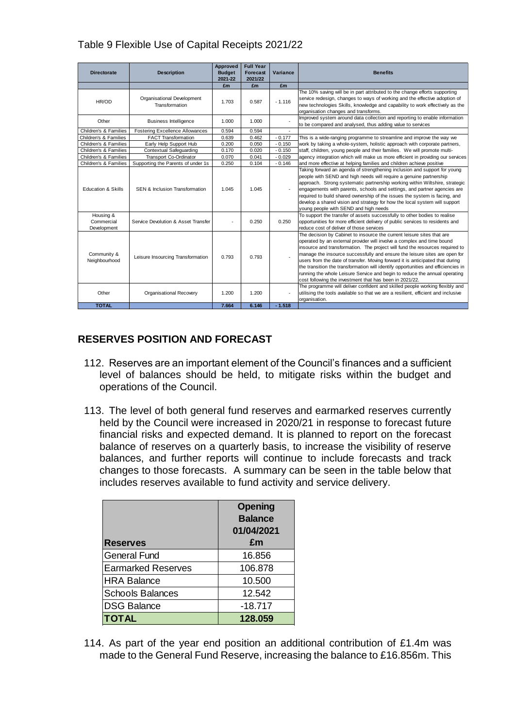Table 9 Flexible Use of Capital Receipts 2021/22

| Directorate | Description | Approved Budget 2021-22 | Full Year Forecast 2021/22 | Variance | Benefits |
|---|---|---|---|---|---|
| | | £m | £m | £m | |
| HR/OD | Organisational Development Transformation | 1.703 | 0.587 | - 1.116 | The 10% saving will be in part attributed to the change efforts supporting service redesign, changes to ways of working and the effective adoption of new technologies Skills, knowledge and capability to work effectively as the organisation changes and transforms. |
| Other | Business Intelligence | 1.000 | 1.000 | - | Improved system around data collection and reporting to enable information to be compared and analysed, thus adding value to services |
| Children's & Families | Fostering Excellence Allowances | 0.594 | 0.594 | - | |
| Children's & Families | FACT Transformation | 0.639 | 0.462 | - 0.177 | This is a wide-ranging programme to streamline and improve the way we work by taking a whole-system, holistic approach with corporate partners, staff, children, young people and their families. We will promote multi-agency integration which will make us more efficient in providing our services and more effective at helping families and children achieve positive |
| Children's & Families | Early Help Support Hub | 0.200 | 0.050 | - 0.150 | |
| Children's & Families | Contextual Safeguarding | 0.170 | 0.020 | - 0.150 | |
| Children's & Families | Transport Co-Ordinator | 0.070 | 0.041 | - 0.029 | |
| Children's & Families | Supporting the Parents of under 1s | 0.250 | 0.104 | - 0.146 | |
| Education & Skills | SEN & Inclusion Transformation | 1.045 | 1.045 | - | Taking forward an agenda of strengthening inclusion and support for young people with SEND and high needs will require a genuine partnership approach. Strong systematic partnership working within Wiltshire, strategic engagements with parents, schools and settings, and partner agencies are required to build shared ownership of the issues the system is facing, and develop a shared vision and strategy for how the local system will support young people with SEND and high needs |
| Housing & Commercial Development | Service Devolution & Asset Transfer | - | 0.250 | 0.250 | To support the transfer of assets successfully to other bodies to realise opportunities for more efficient delivery of public services to residents and reduce cost of deliver of those services |
| Community & Neighbourhood | Leisure Insourcing Transformation | 0.793 | 0.793 | - | The decision by Cabinet to insource the current leisure sites that are operated by an external provider will involve a complex and time bound insource and transformation. The project will fund the resources required to manage the insource successfully and ensure the leisure sites are open for users from the date of transfer. Moving forward it is anticipated that during the transition the transformation will identify opportunities and efficiencies in running the whole Leisure Service and begin to reduce the annual operating cost following the investment that has been in 2021/22. |
| Other | Organisational Recovery | 1.200 | 1.200 | - | The programme will deliver confident and skilled people working flexibly and utilising the tools available so that we are a resilient, efficient and inclusive organisation. |
| **TOTAL** | | **7.664** | **6.146** | **- 1.518** | |

## RESERVES POSITION AND FORECAST

112. Reserves are an important element of the Council's finances and a sufficient level of balances should be held, to mitigate risks within the budget and operations of the Council.

113. The level of both general fund reserves and earmarked reserves currently held by the Council were increased in 2020/21 in response to forecast future financial risks and expected demand. It is planned to report on the forecast balance of reserves on a quarterly basis, to increase the visibility of reserve balances, and further reports will continue to include forecasts and track changes to those forecasts. A summary can be seen in the table below that includes reserves available to fund activity and service delivery.

| Reserves | Opening Balance 01/04/2021 £m |
|---|---|
| General Fund | 16.856 |
| Earmarked Reserves | 106.878 |
| HRA Balance | 10.500 |
| Schools Balances | 12.542 |
| DSG Balance | -18.717 |
| **TOTAL** | **128.059** |

114. As part of the year end position an additional contribution of £1.4m was made to the General Fund Reserve, increasing the balance to £16.856m. This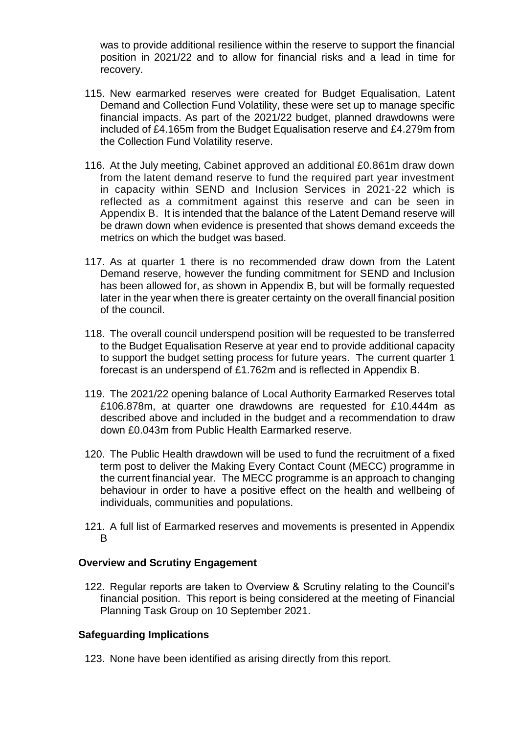was to provide additional resilience within the reserve to support the financial position in 2021/22 and to allow for financial risks and a lead in time for recovery.

115. New earmarked reserves were created for Budget Equalisation, Latent Demand and Collection Fund Volatility, these were set up to manage specific financial impacts. As part of the 2021/22 budget, planned drawdowns were included of £4.165m from the Budget Equalisation reserve and £4.279m from the Collection Fund Volatility reserve.

116. At the July meeting, Cabinet approved an additional £0.861m draw down from the latent demand reserve to fund the required part year investment in capacity within SEND and Inclusion Services in 2021-22 which is reflected as a commitment against this reserve and can be seen in Appendix B. It is intended that the balance of the Latent Demand reserve will be drawn down when evidence is presented that shows demand exceeds the metrics on which the budget was based.

117. As at quarter 1 there is no recommended draw down from the Latent Demand reserve, however the funding commitment for SEND and Inclusion has been allowed for, as shown in Appendix B, but will be formally requested later in the year when there is greater certainty on the overall financial position of the council.

118. The overall council underspend position will be requested to be transferred to the Budget Equalisation Reserve at year end to provide additional capacity to support the budget setting process for future years. The current quarter 1 forecast is an underspend of £1.762m and is reflected in Appendix B.

119. The 2021/22 opening balance of Local Authority Earmarked Reserves total £106.878m, at quarter one drawdowns are requested for £10.444m as described above and included in the budget and a recommendation to draw down £0.043m from Public Health Earmarked reserve.

120. The Public Health drawdown will be used to fund the recruitment of a fixed term post to deliver the Making Every Contact Count (MECC) programme in the current financial year. The MECC programme is an approach to changing behaviour in order to have a positive effect on the health and wellbeing of individuals, communities and populations.

121. A full list of Earmarked reserves and movements is presented in Appendix B

### Overview and Scrutiny Engagement

122. Regular reports are taken to Overview & Scrutiny relating to the Council's financial position. This report is being considered at the meeting of Financial Planning Task Group on 10 September 2021.

### Safeguarding Implications

123. None have been identified as arising directly from this report.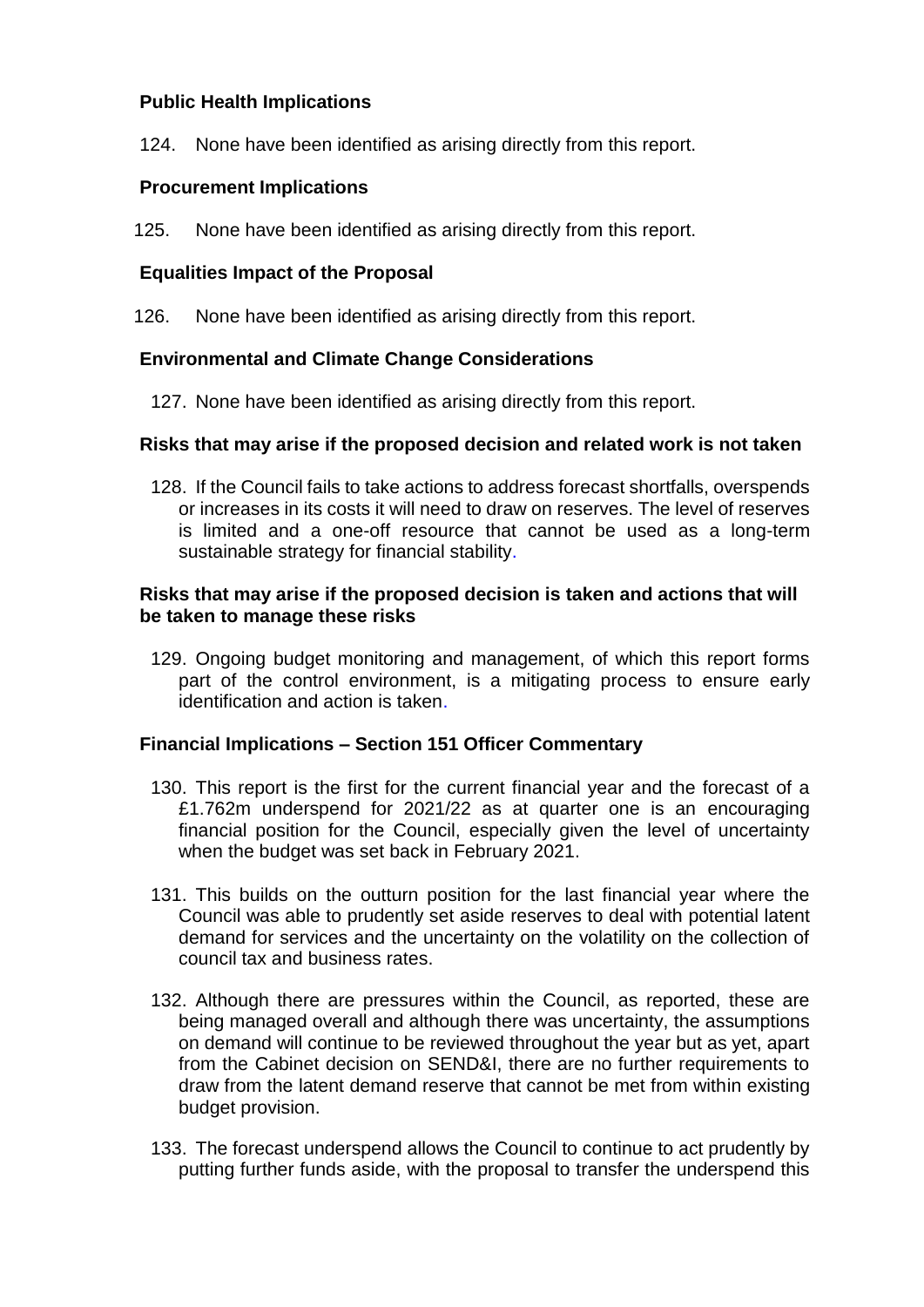## Public Health Implications

124. None have been identified as arising directly from this report.

## Procurement Implications

125. None have been identified as arising directly from this report.

## Equalities Impact of the Proposal

126. None have been identified as arising directly from this report.

## Environmental and Climate Change Considerations

127. None have been identified as arising directly from this report.

## Risks that may arise if the proposed decision and related work is not taken

128. If the Council fails to take actions to address forecast shortfalls, overspends or increases in its costs it will need to draw on reserves. The level of reserves is limited and a one-off resource that cannot be used as a long-term sustainable strategy for financial stability.

## Risks that may arise if the proposed decision is taken and actions that will be taken to manage these risks

129. Ongoing budget monitoring and management, of which this report forms part of the control environment, is a mitigating process to ensure early identification and action is taken.

## Financial Implications – Section 151 Officer Commentary

130. This report is the first for the current financial year and the forecast of a £1.762m underspend for 2021/22 as at quarter one is an encouraging financial position for the Council, especially given the level of uncertainty when the budget was set back in February 2021.

131. This builds on the outturn position for the last financial year where the Council was able to prudently set aside reserves to deal with potential latent demand for services and the uncertainty on the volatility on the collection of council tax and business rates.

132. Although there are pressures within the Council, as reported, these are being managed overall and although there was uncertainty, the assumptions on demand will continue to be reviewed throughout the year but as yet, apart from the Cabinet decision on SEND&I, there are no further requirements to draw from the latent demand reserve that cannot be met from within existing budget provision.

133. The forecast underspend allows the Council to continue to act prudently by putting further funds aside, with the proposal to transfer the underspend this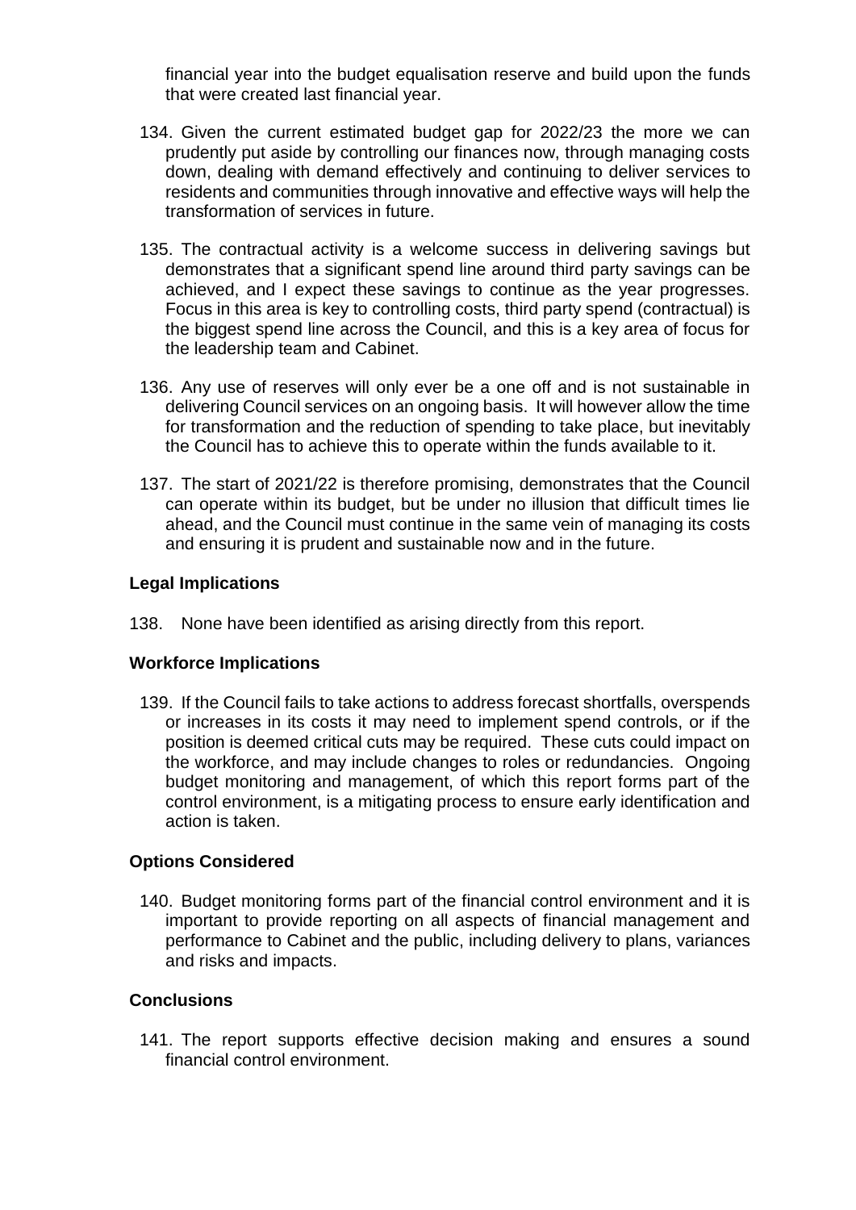financial year into the budget equalisation reserve and build upon the funds that were created last financial year.

134. Given the current estimated budget gap for 2022/23 the more we can prudently put aside by controlling our finances now, through managing costs down, dealing with demand effectively and continuing to deliver services to residents and communities through innovative and effective ways will help the transformation of services in future.

135. The contractual activity is a welcome success in delivering savings but demonstrates that a significant spend line around third party savings can be achieved, and I expect these savings to continue as the year progresses. Focus in this area is key to controlling costs, third party spend (contractual) is the biggest spend line across the Council, and this is a key area of focus for the leadership team and Cabinet.

136. Any use of reserves will only ever be a one off and is not sustainable in delivering Council services on an ongoing basis. It will however allow the time for transformation and the reduction of spending to take place, but inevitably the Council has to achieve this to operate within the funds available to it.

137. The start of 2021/22 is therefore promising, demonstrates that the Council can operate within its budget, but be under no illusion that difficult times lie ahead, and the Council must continue in the same vein of managing its costs and ensuring it is prudent and sustainable now and in the future.

### Legal Implications

138. None have been identified as arising directly from this report.

### Workforce Implications

139. If the Council fails to take actions to address forecast shortfalls, overspends or increases in its costs it may need to implement spend controls, or if the position is deemed critical cuts may be required. These cuts could impact on the workforce, and may include changes to roles or redundancies. Ongoing budget monitoring and management, of which this report forms part of the control environment, is a mitigating process to ensure early identification and action is taken.

### Options Considered

140. Budget monitoring forms part of the financial control environment and it is important to provide reporting on all aspects of financial management and performance to Cabinet and the public, including delivery to plans, variances and risks and impacts.

### Conclusions

141. The report supports effective decision making and ensures a sound financial control environment.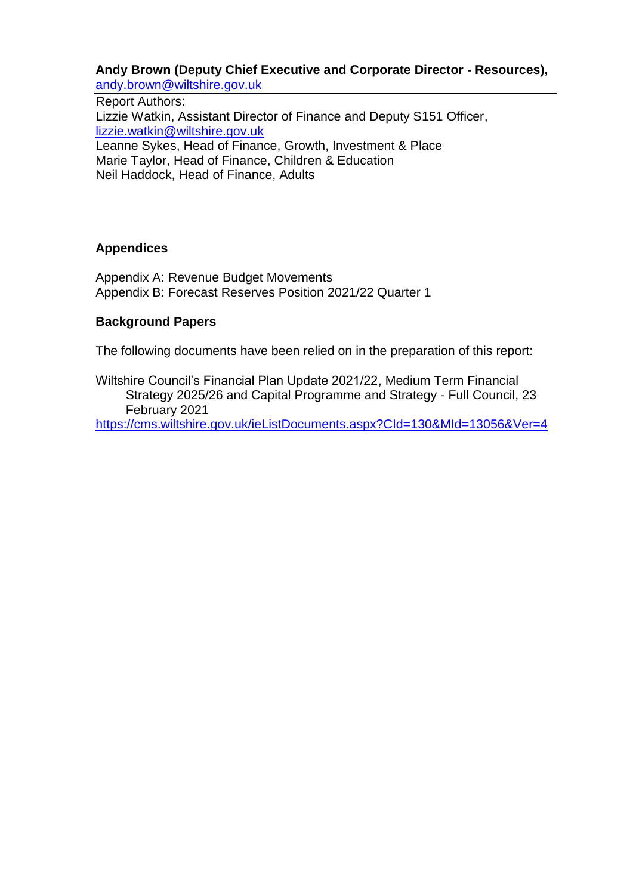**Andy Brown (Deputy Chief Executive and Corporate Director - Resources),**
andy.brown@wiltshire.gov.uk

Report Authors:
Lizzie Watkin, Assistant Director of Finance and Deputy S151 Officer,
lizzie.watkin@wiltshire.gov.uk
Leanne Sykes, Head of Finance, Growth, Investment & Place
Marie Taylor, Head of Finance, Children & Education
Neil Haddock, Head of Finance, Adults

## Appendices

Appendix A: Revenue Budget Movements
Appendix B: Forecast Reserves Position 2021/22 Quarter 1

## Background Papers

The following documents have been relied on in the preparation of this report:

Wiltshire Council's Financial Plan Update 2021/22, Medium Term Financial Strategy 2025/26 and Capital Programme and Strategy - Full Council, 23 February 2021
https://cms.wiltshire.gov.uk/ieListDocuments.aspx?CId=130&MId=13056&Ver=4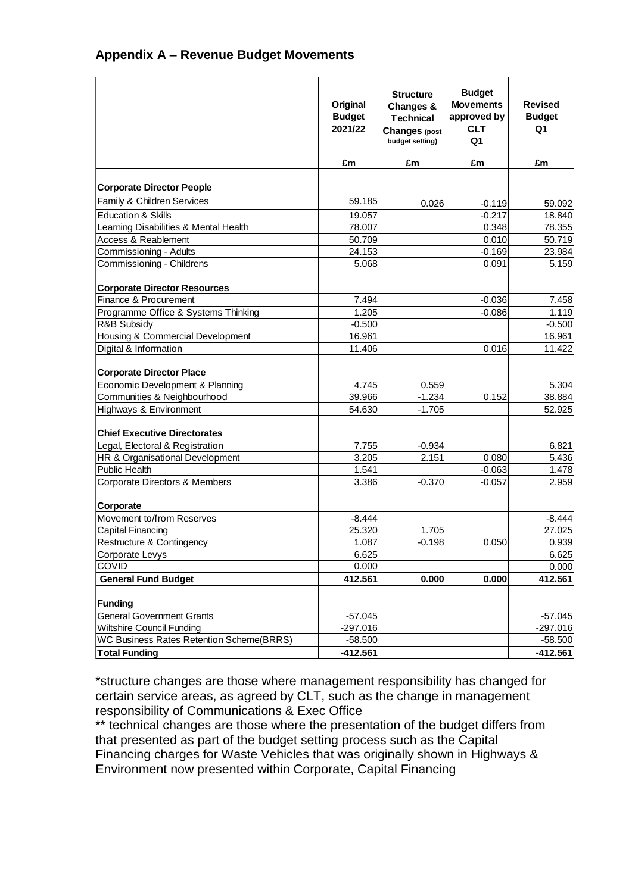## Appendix A – Revenue Budget Movements

| | Original Budget 2021/22 | Structure Changes & Technical Changes (post budget setting) | Budget Movements approved by CLT Q1 | Revised Budget Q1 |
|---|---|---|---|---|
| | £m | £m | £m | £m |
| **Corporate Director People** | | | | |
| Family & Children Services | 59.185 | 0.026 | -0.119 | 59.092 |
| Education & Skills | 19.057 | | -0.217 | 18.840 |
| Learning Disabilities & Mental Health | 78.007 | | 0.348 | 78.355 |
| Access & Reablement | 50.709 | | 0.010 | 50.719 |
| Commissioning - Adults | 24.153 | | -0.169 | 23.984 |
| Commissioning - Childrens | 5.068 | | 0.091 | 5.159 |
| **Corporate Director Resources** | | | | |
| Finance & Procurement | 7.494 | | -0.036 | 7.458 |
| Programme Office & Systems Thinking | 1.205 | | -0.086 | 1.119 |
| R&B Subsidy | -0.500 | | | -0.500 |
| Housing & Commercial Development | 16.961 | | | 16.961 |
| Digital & Information | 11.406 | | 0.016 | 11.422 |
| **Corporate Director Place** | | | | |
| Economic Development & Planning | 4.745 | 0.559 | | 5.304 |
| Communities & Neighbourhood | 39.966 | -1.234 | 0.152 | 38.884 |
| Highways & Environment | 54.630 | -1.705 | | 52.925 |
| **Chief Executive Directorates** | | | | |
| Legal, Electoral & Registration | 7.755 | -0.934 | | 6.821 |
| HR & Organisational Development | 3.205 | 2.151 | 0.080 | 5.436 |
| Public Health | 1.541 | | -0.063 | 1.478 |
| Corporate Directors & Members | 3.386 | -0.370 | -0.057 | 2.959 |
| **Corporate** | | | | |
| Movement to/from Reserves | -8.444 | | | -8.444 |
| Capital Financing | 25.320 | 1.705 | | 27.025 |
| Restructure & Contingency | 1.087 | -0.198 | 0.050 | 0.939 |
| Corporate Levys | 6.625 | | | 6.625 |
| COVID | 0.000 | | | 0.000 |
| **General Fund Budget** | **412.561** | **0.000** | **0.000** | **412.561** |
| **Funding** | | | | |
| General Government Grants | -57.045 | | | -57.045 |
| Wiltshire Council Funding | -297.016 | | | -297.016 |
| WC Business Rates Retention Scheme(BRRS) | -58.500 | | | -58.500 |
| **Total Funding** | **-412.561** | | | **-412.561** |

*structure changes are those where management responsibility has changed for certain service areas, as agreed by CLT, such as the change in management responsibility of Communications & Exec Office

** technical changes are those where the presentation of the budget differs from that presented as part of the budget setting process such as the Capital Financing charges for Waste Vehicles that was originally shown in Highways & Environment now presented within Corporate, Capital Financing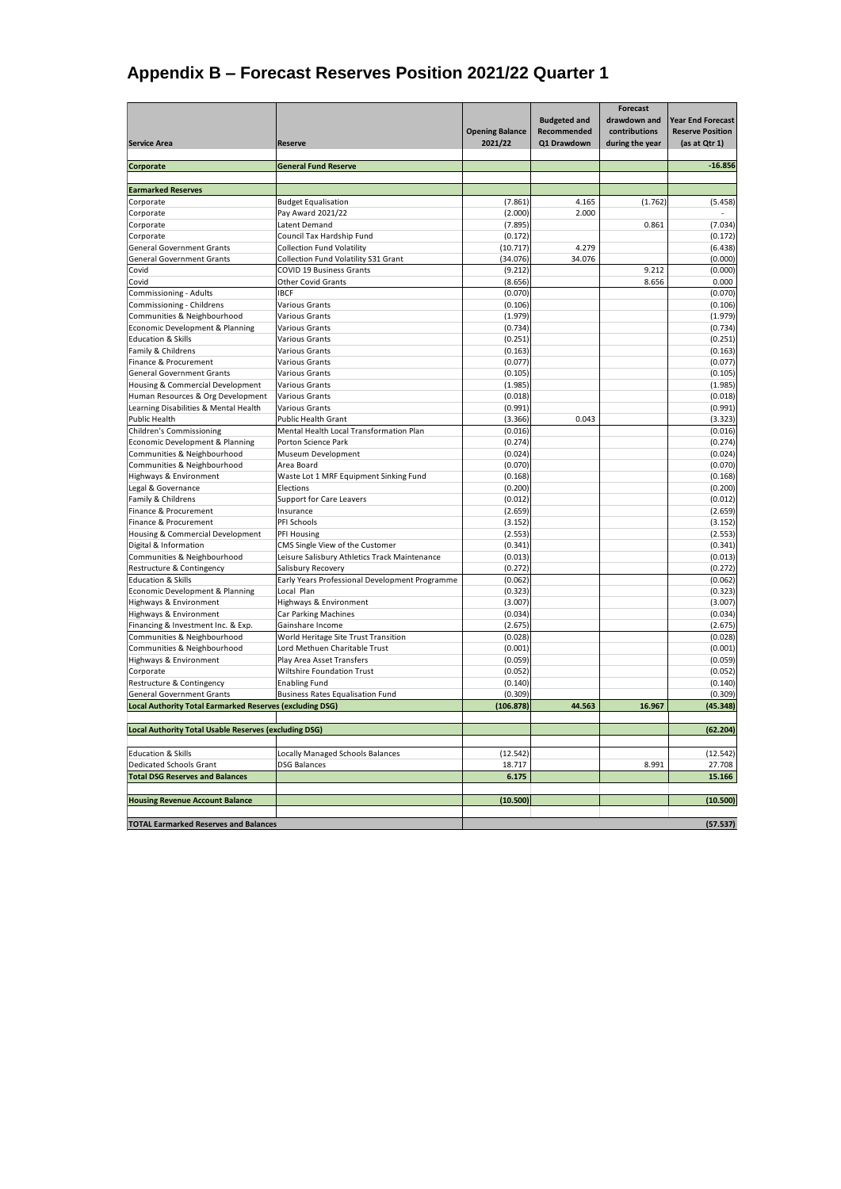# Appendix B – Forecast Reserves Position 2021/22 Quarter 1

| Service Area | Reserve | Opening Balance 2021/22 | Budgeted and Recommended Q1 Drawdown | Forecast drawdown and contributions during the year | Year End Forecast Reserve Position (as at Qtr 1) |
|---|---|---|---|---|---|
| **Corporate** | **General Fund Reserve** | | | | **-16.856** |
| **Earmarked Reserves** | | | | | |
| Corporate | Budget Equalisation | (7.861) | 4.165 | (1.762) | (5.458) |
| Corporate | Pay Award 2021/22 | (2.000) | 2.000 | | - |
| Corporate | Latent Demand | (7.895) | | 0.861 | (7.034) |
| Corporate | Council Tax Hardship Fund | (0.172) | | | (0.172) |
| General Government Grants | Collection Fund Volatility | (10.717) | 4.279 | | (6.438) |
| General Government Grants | Collection Fund Volatility S31 Grant | (34.076) | 34.076 | | (0.000) |
| Covid | COVID 19 Business Grants | (9.212) | | 9.212 | (0.000) |
| Covid | Other Covid Grants | (8.656) | | 8.656 | 0.000 |
| Commissioning - Adults | IBCF | (0.070) | | | (0.070) |
| Commissioning - Childrens | Various Grants | (0.106) | | | (0.106) |
| Communities & Neighbourhood | Various Grants | (1.979) | | | (1.979) |
| Economic Development & Planning | Various Grants | (0.734) | | | (0.734) |
| Education & Skills | Various Grants | (0.251) | | | (0.251) |
| Family & Childrens | Various Grants | (0.163) | | | (0.163) |
| Finance & Procurement | Various Grants | (0.077) | | | (0.077) |
| General Government Grants | Various Grants | (0.105) | | | (0.105) |
| Housing & Commercial Development | Various Grants | (1.985) | | | (1.985) |
| Human Resources & Org Development | Various Grants | (0.018) | | | (0.018) |
| Learning Disabilities & Mental Health | Various Grants | (0.991) | | | (0.991) |
| Public Health | Public Health Grant | (3.366) | 0.043 | | (3.323) |
| Children's Commissioning | Mental Health Local Transformation Plan | (0.016) | | | (0.016) |
| Economic Development & Planning | Porton Science Park | (0.274) | | | (0.274) |
| Communities & Neighbourhood | Museum Development | (0.024) | | | (0.024) |
| Communities & Neighbourhood | Area Board | (0.070) | | | (0.070) |
| Highways & Environment | Waste Lot 1 MRF Equipment Sinking Fund | (0.168) | | | (0.168) |
| Legal & Governance | Elections | (0.200) | | | (0.200) |
| Family & Childrens | Support for Care Leavers | (0.012) | | | (0.012) |
| Finance & Procurement | Insurance | (2.659) | | | (2.659) |
| Finance & Procurement | PFI Schools | (3.152) | | | (3.152) |
| Housing & Commercial Development | PFI Housing | (2.553) | | | (2.553) |
| Digital & Information | CMS Single View of the Customer | (0.341) | | | (0.341) |
| Communities & Neighbourhood | Leisure Salisbury Athletics Track Maintenance | (0.013) | | | (0.013) |
| Restructure & Contingency | Salisbury Recovery | (0.272) | | | (0.272) |
| Education & Skills | Early Years Professional Development Programme | (0.062) | | | (0.062) |
| Economic Development & Planning | Local Plan | (0.323) | | | (0.323) |
| Highways & Environment | Highways & Environment | (3.007) | | | (3.007) |
| Highways & Environment | Car Parking Machines | (0.034) | | | (0.034) |
| Financing & Investment Inc. & Exp. | Gainshare Income | (2.675) | | | (2.675) |
| Communities & Neighbourhood | World Heritage Site Trust Transition | (0.028) | | | (0.028) |
| Communities & Neighbourhood | Lord Methuen Charitable Trust | (0.001) | | | (0.001) |
| Highways & Environment | Play Area Asset Transfers | (0.059) | | | (0.059) |
| Corporate | Wiltshire Foundation Trust | (0.052) | | | (0.052) |
| Restructure & Contingency | Enabling Fund | (0.140) | | | (0.140) |
| General Government Grants | Business Rates Equalisation Fund | (0.309) | | | (0.309) |
| **Local Authority Total Earmarked Reserves (excluding DSG)** | | **(106.878)** | **44.563** | **16.967** | **(45.348)** |
| **Local Authority Total Usable Reserves (excluding DSG)** | | | | | **(62.204)** |
| Education & Skills | Locally Managed Schools Balances | (12.542) | | | (12.542) |
| Dedicated Schools Grant | DSG Balances | 18.717 | | 8.991 | 27.708 |
| **Total DSG Reserves and Balances** | | **6.175** | | | **15.166** |
| **Housing Revenue Account Balance** | | **(10.500)** | | | **(10.500)** |
| **TOTAL Earmarked Reserves and Balances** | | | | | **(57.537)** |